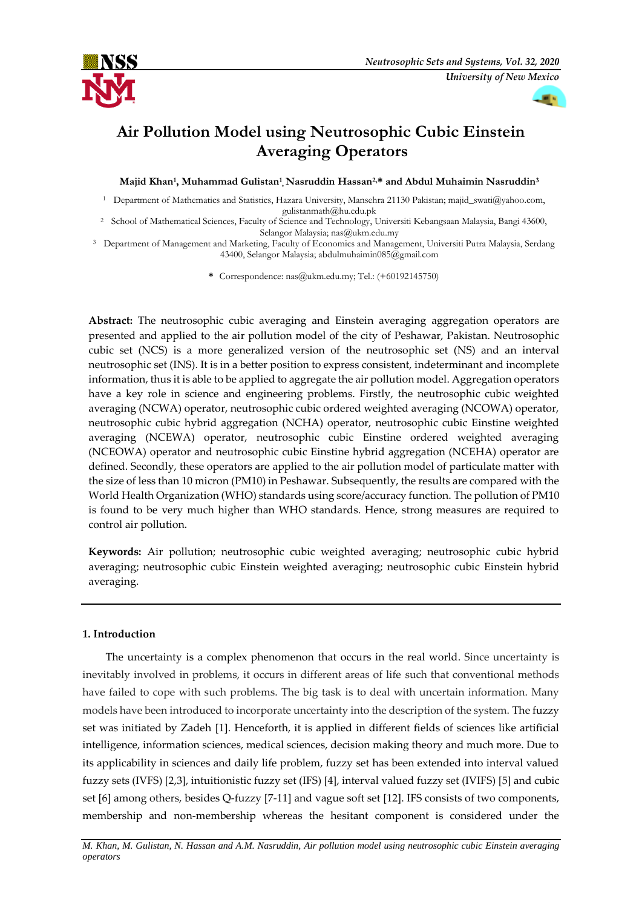# Air Pollution Model using Neutrosophic Cubic Einstein Averaging Operators

**Majid Khan[1], Muhammad Gulistan[1], Nasruddin Hassan[2,\*] and Abdul Muhaimin Nasruddin[3]**

[1] Department of Mathematics and Statistics, Hazara University, Mansehra 21130 Pakistan; majid_swati@yahoo.com, gulistanmath@hu.edu.pk

[2] School of Mathematical Sciences, Faculty of Science and Technology, Universiti Kebangsaan Malaysia, Bangi 43600, Selangor Malaysia; nas@ukm.edu.my

[3] Department of Management and Marketing, Faculty of Economics and Management, Universiti Putra Malaysia, Serdang 43400, Selangor Malaysia; abdulmuhaimin085@gmail.com

\* Correspondence: nas@ukm.edu.my; Tel.: (+60192145750)

**Abstract:** The neutrosophic cubic averaging and Einstein averaging aggregation operators are presented and applied to the air pollution model of the city of Peshawar, Pakistan. Neutrosophic cubic set (NCS) is a more generalized version of the neutrosophic set (NS) and an interval neutrosophic set (INS). It is in a better position to express consistent, indeterminant and incomplete information, thus it is able to be applied to aggregate the air pollution model. Aggregation operators have a key role in science and engineering problems. Firstly, the neutrosophic cubic weighted averaging (NCWA) operator, neutrosophic cubic ordered weighted averaging (NCOWA) operator, neutrosophic cubic hybrid aggregation (NCHA) operator, neutrosophic cubic Einstine weighted averaging (NCEWA) operator, neutrosophic cubic Einstine ordered weighted averaging (NCEOWA) operator and neutrosophic cubic Einstine hybrid aggregation (NCEHA) operator are defined. Secondly, these operators are applied to the air pollution model of particulate matter with the size of less than 10 micron (PM10) in Peshawar. Subsequently, the results are compared with the World Health Organization (WHO) standards using score/accuracy function. The pollution of PM10 is found to be very much higher than WHO standards. Hence, strong measures are required to control air pollution.

**Keywords:** Air pollution; neutrosophic cubic weighted averaging; neutrosophic cubic hybrid averaging; neutrosophic cubic Einstein weighted averaging; neutrosophic cubic Einstein hybrid averaging.

## 1. Introduction

The uncertainty is a complex phenomenon that occurs in the real world. Since uncertainty is inevitably involved in problems, it occurs in different areas of life such that conventional methods have failed to cope with such problems. The big task is to deal with uncertain information. Many models have been introduced to incorporate uncertainty into the description of the system. The fuzzy set was initiated by Zadeh [1]. Henceforth, it is applied in different fields of sciences like artificial intelligence, information sciences, medical sciences, decision making theory and much more. Due to its applicability in sciences and daily life problem, fuzzy set has been extended into interval valued fuzzy sets (IVFS) [2,3], intuitionistic fuzzy set (IFS) [4], interval valued fuzzy set (IVIFS) [5] and cubic set [6] among others, besides Q-fuzzy [7-11] and vague soft set [12]. IFS consists of two components, membership and non-membership whereas the hesitant component is considered under the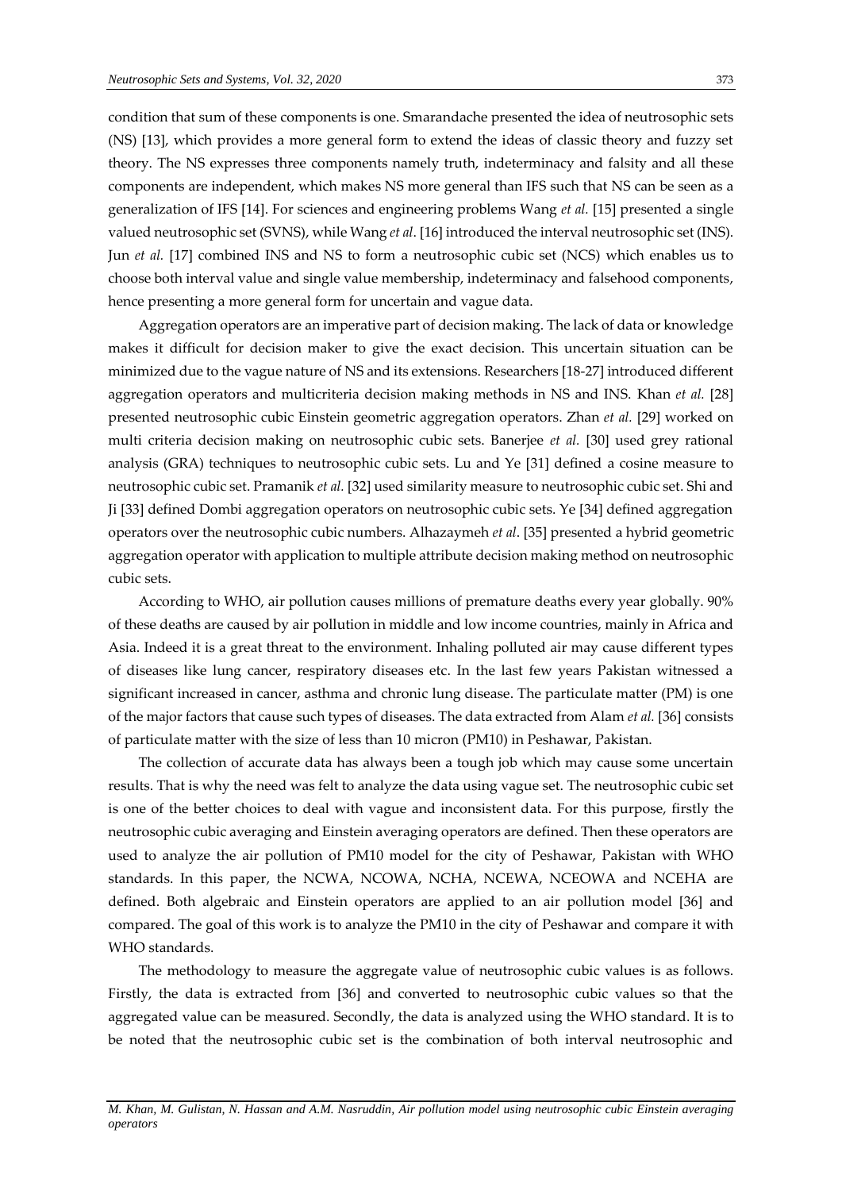condition that sum of these components is one. Smarandache presented the idea of neutrosophic sets (NS) [13], which provides a more general form to extend the ideas of classic theory and fuzzy set theory. The NS expresses three components namely truth, indeterminacy and falsity and all these components are independent, which makes NS more general than IFS such that NS can be seen as a generalization of IFS [14]. For sciences and engineering problems Wang *et al.* [15] presented a single valued neutrosophic set (SVNS), while Wang *et al*. [16] introduced the interval neutrosophic set (INS). Jun *et al.* [17] combined INS and NS to form a neutrosophic cubic set (NCS) which enables us to choose both interval value and single value membership, indeterminacy and falsehood components, hence presenting a more general form for uncertain and vague data.

Aggregation operators are an imperative part of decision making. The lack of data or knowledge makes it difficult for decision maker to give the exact decision. This uncertain situation can be minimized due to the vague nature of NS and its extensions. Researchers [18-27] introduced different aggregation operators and multicriteria decision making methods in NS and INS. Khan *et al.* [28] presented neutrosophic cubic Einstein geometric aggregation operators. Zhan *et al.* [29] worked on multi criteria decision making on neutrosophic cubic sets. Banerjee *et al.* [30] used grey rational analysis (GRA) techniques to neutrosophic cubic sets. Lu and Ye [31] defined a cosine measure to neutrosophic cubic set. Pramanik *et al.* [32] used similarity measure to neutrosophic cubic set. Shi and Ji [33] defined Dombi aggregation operators on neutrosophic cubic sets. Ye [34] defined aggregation operators over the neutrosophic cubic numbers. Alhazaymeh *et al*. [35] presented a hybrid geometric aggregation operator with application to multiple attribute decision making method on neutrosophic cubic sets.

According to WHO, air pollution causes millions of premature deaths every year globally. 90% of these deaths are caused by air pollution in middle and low income countries, mainly in Africa and Asia. Indeed it is a great threat to the environment. Inhaling polluted air may cause different types of diseases like lung cancer, respiratory diseases etc. In the last few years Pakistan witnessed a significant increased in cancer, asthma and chronic lung disease. The particulate matter (PM) is one of the major factors that cause such types of diseases. The data extracted from Alam *et al.* [36] consists of particulate matter with the size of less than 10 micron (PM10) in Peshawar, Pakistan.

The collection of accurate data has always been a tough job which may cause some uncertain results. That is why the need was felt to analyze the data using vague set. The neutrosophic cubic set is one of the better choices to deal with vague and inconsistent data. For this purpose, firstly the neutrosophic cubic averaging and Einstein averaging operators are defined. Then these operators are used to analyze the air pollution of PM10 model for the city of Peshawar, Pakistan with WHO standards. In this paper, the NCWA, NCOWA, NCHA, NCEWA, NCEOWA and NCEHA are defined. Both algebraic and Einstein operators are applied to an air pollution model [36] and compared. The goal of this work is to analyze the PM10 in the city of Peshawar and compare it with WHO standards.

The methodology to measure the aggregate value of neutrosophic cubic values is as follows. Firstly, the data is extracted from [36] and converted to neutrosophic cubic values so that the aggregated value can be measured. Secondly, the data is analyzed using the WHO standard. It is to be noted that the neutrosophic cubic set is the combination of both interval neutrosophic and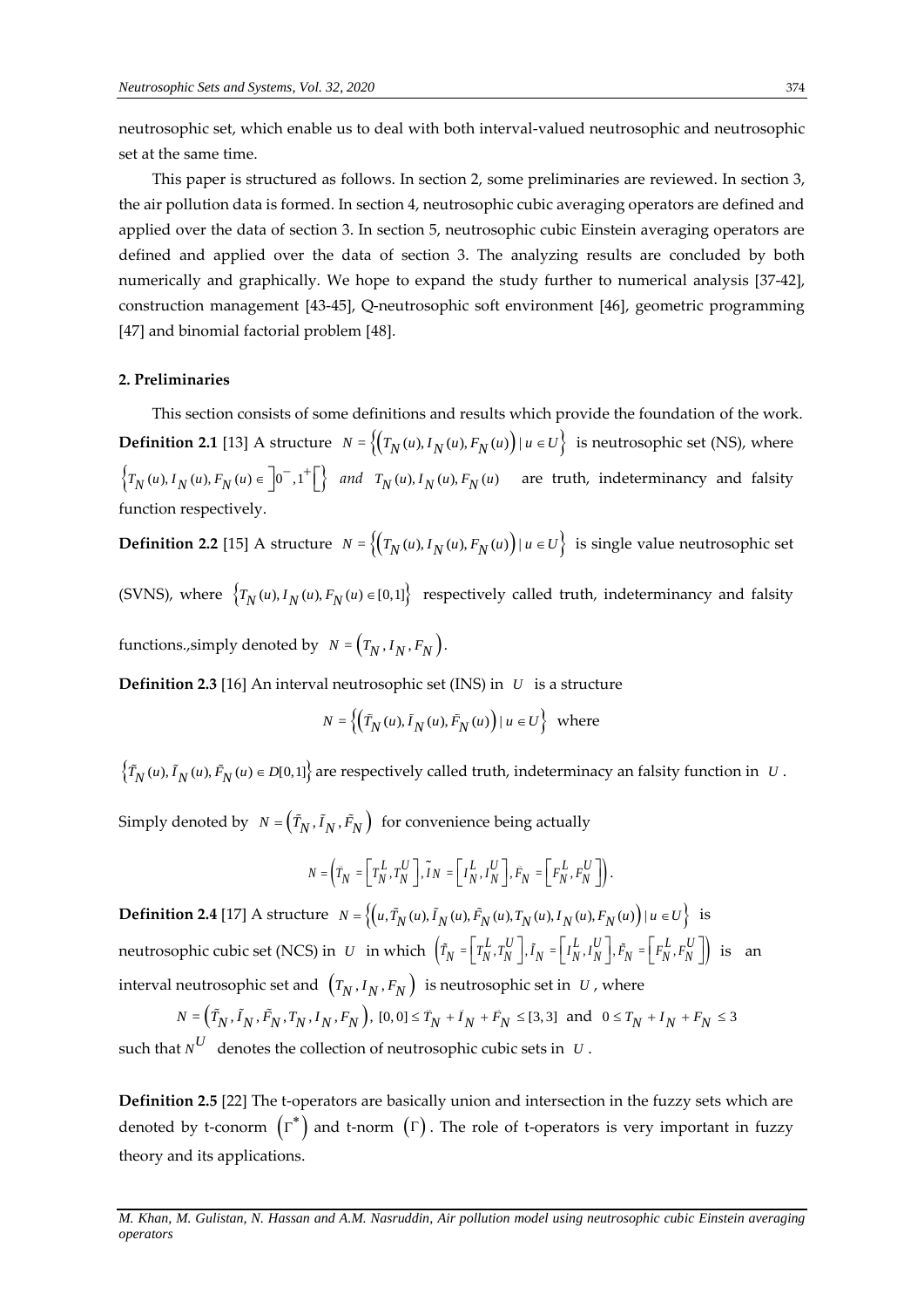neutrosophic set, which enable us to deal with both interval-valued neutrosophic and neutrosophic set at the same time.

This paper is structured as follows. In section 2, some preliminaries are reviewed. In section 3, the air pollution data is formed. In section 4, neutrosophic cubic averaging operators are defined and applied over the data of section 3. In section 5, neutrosophic cubic Einstein averaging operators are defined and applied over the data of section 3. The analyzing results are concluded by both numerically and graphically. We hope to expand the study further to numerical analysis [37-42], construction management [43-45], Q-neutrosophic soft environment [46], geometric programming [47] and binomial factorial problem [48].

## 2. Preliminaries

This section consists of some definitions and results which provide the foundation of the work.

**Definition 2.1** [13] A structure $N = \left\{ \left( T_N(u), I_N(u), F_N(u) \right) \mid u \in U \right\}$ is neutrosophic set (NS), where $\left\{ T_N(u), I_N(u), F_N(u) \in \left] 0^-, 1^+ \right[ \right\}$ *and* $T_N(u), I_N(u), F_N(u)$ are truth, indeterminancy and falsity function respectively.

**Definition 2.2** [15] A structure $N = \left\{ \left( T_N(u), I_N(u), F_N(u) \right) \mid u \in U \right\}$ is single value neutrosophic set (SVNS), where $\left\{ T_N(u), I_N(u), F_N(u) \in [0,1] \right\}$ respectively called truth, indeterminancy and falsity functions.,simply denoted by $N = \left( T_N, I_N, F_N \right)$.

**Definition 2.3** [16] An interval neutrosophic set (INS) in $U$ is a structure

$$N = \left\{ \left( \tilde{T}_N(u), \tilde{I}_N(u), \tilde{F}_N(u) \right) \mid u \in U \right\} \text{ where}$$

$\left\{ \tilde{T}_N(u), \tilde{I}_N(u), \tilde{F}_N(u) \in D[0,1] \right\}$ are respectively called truth, indeterminacy an falsity function in $U$.

Simply denoted by $N = \left( \tilde{T}_N, \tilde{I}_N, \tilde{F}_N \right)$ for convenience being actually

$$N = \left( \tilde{T}_N = \left[ T_N^L, T_N^U \right], \tilde{I}N = \left[ I_N^L, I_N^U \right], \tilde{F}_N = \left[ F_N^L, F_N^U \right] \right).$$

**Definition 2.4** [17] A structure $N = \left\{ \left( u, \tilde{T}_N(u), \tilde{I}_N(u), \tilde{F}_N(u), T_N(u), I_N(u), F_N(u) \right) \mid u \in U \right\}$ is neutrosophic cubic set (NCS) in $U$ in which $\left( \tilde{T}_N = \left[ T_N^L, T_N^U \right], \tilde{I}_N = \left[ I_N^L, I_N^U \right], \tilde{F}_N = \left[ F_N^L, F_N^U \right] \right)$ is an interval neutrosophic set and $\left( T_N, I_N, F_N \right)$ is neutrosophic set in $U$, where

$$N = \left( \tilde{T}_N, \tilde{I}_N, \tilde{F}_N, T_N, I_N, F_N \right),\ [0,0] \le \tilde{T}_N + \tilde{I}_N + \tilde{F}_N \le [3,3] \text{ and } 0 \le T_N + I_N + F_N \le 3$$

such that $N^U$ denotes the collection of neutrosophic cubic sets in $U$.

**Definition 2.5** [22] The t-operators are basically union and intersection in the fuzzy sets which are denoted by t-conorm $\left( \Gamma^* \right)$ and t-norm $\left( \Gamma \right)$. The role of t-operators is very important in fuzzy theory and its applications.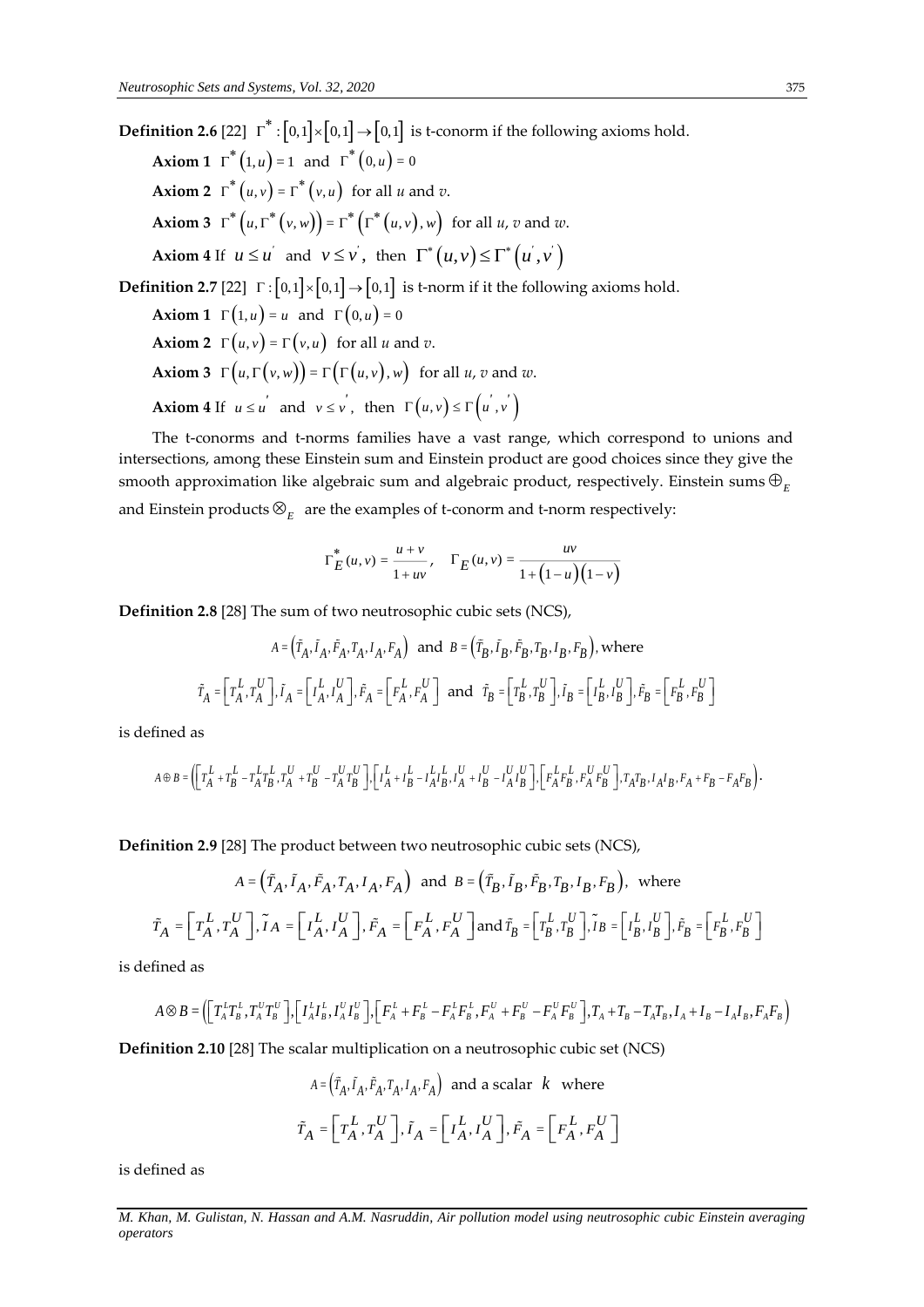**Definition 2.6** [22] $\Gamma^*:[0,1]\times[0,1]\rightarrow[0,1]$ is t-conorm if the following axioms hold.

**Axiom 1** $\Gamma^*(1,u)=1$ and $\Gamma^*(0,u)=0$

**Axiom 2** $\Gamma^*(u,v)=\Gamma^*(v,u)$ for all $u$ and $v$.

**Axiom 3** $\Gamma^*(u,\Gamma^*(v,w))=\Gamma^*(\Gamma^*(u,v),w)$ for all $u$, $v$ and $w$.

**Axiom 4** If $u\leq u'$ and $v\leq v'$, then $\Gamma^*(u,v)\leq\Gamma^*(u',v')$

**Definition 2.7** [22] $\Gamma:[0,1]\times[0,1]\rightarrow[0,1]$ is t-norm if it the following axioms hold.

**Axiom 1** $\Gamma(1,u)=u$ and $\Gamma(0,u)=0$

**Axiom 2** $\Gamma(u,v)=\Gamma(v,u)$ for all $u$ and $v$.

**Axiom 3** $\Gamma(u,\Gamma(v,w))=\Gamma(\Gamma(u,v),w)$ for all $u$, $v$ and $w$.

**Axiom 4** If $u\leq u'$ and $v\leq v'$, then $\Gamma(u,v)\leq\Gamma(u',v')$

The t-conorms and t-norms families have a vast range, which correspond to unions and intersections, among these Einstein sum and Einstein product are good choices since they give the smooth approximation like algebraic sum and algebraic product, respectively. Einstein sums $\oplus_E$ and Einstein products $\otimes_E$ are the examples of t-conorm and t-norm respectively:

$$\Gamma_E^*(u,v)=\frac{u+v}{1+uv},\quad \Gamma_E(u,v)=\frac{uv}{1+(1-u)(1-v)}$$

**Definition 2.8** [28] The sum of two neutrosophic cubic sets (NCS),

$$A=\left(\tilde{T}_A,\tilde{I}_A,\tilde{F}_A,T_A,I_A,F_A\right)\text{ and }B=\left(\tilde{T}_B,\tilde{I}_B,\tilde{F}_B,T_B,I_B,F_B\right),\text{ where}$$

$$\tilde{T}_A=\left[T_A^L,T_A^U\right],\tilde{I}_A=\left[I_A^L,I_A^U\right],\tilde{F}_A=\left[F_A^L,F_A^U\right]\text{ and }\tilde{T}_B=\left[T_B^L,T_B^U\right],\tilde{I}_B=\left[I_B^L,I_B^U\right],\tilde{F}_B=\left[F_B^L,F_B^U\right]$$

is defined as

$$A\oplus B=\left(\left[T_A^L+T_B^L-T_A^LT_B^L,T_A^U+T_B^U-T_A^UT_B^U\right],\left[I_A^L+I_B^L-I_A^LI_B^L,I_A^U+I_B^U-I_A^UI_B^U\right],\left[F_A^LF_B^L,F_A^UF_B^U\right],T_AT_B,I_AI_B,F_A+F_B-F_AF_B\right).$$

**Definition 2.9** [28] The product between two neutrosophic cubic sets (NCS),

$$A=\left(\tilde{T}_A,\tilde{I}_A,\tilde{F}_A,T_A,I_A,F_A\right)\text{ and }B=\left(\tilde{T}_B,\tilde{I}_B,\tilde{F}_B,T_B,I_B,F_B\right),\text{ where}$$

$$\tilde{T}_A=\left[T_A^L,T_A^U\right],\tilde{I}_A=\left[I_A^L,I_A^U\right],\tilde{F}_A=\left[F_A^L,F_A^U\right]\text{ and }\tilde{T}_B=\left[T_B^L,T_B^U\right],\tilde{I}_B=\left[I_B^L,I_B^U\right],\tilde{F}_B=\left[F_B^L,F_B^U\right]$$

is defined as

$$A\otimes B=\left(\left[T_A^LT_B^L,T_A^UT_B^U\right],\left[I_A^LI_B^L,I_A^UI_B^U\right],\left[F_A^L+F_B^L-F_A^LF_B^L,F_A^U+F_B^U-F_A^UF_B^U\right],T_A+T_B-T_AT_B,I_A+I_B-I_AI_B,F_AF_B\right)$$

**Definition 2.10** [28] The scalar multiplication on a neutrosophic cubic set (NCS)

$$A=\left(\tilde{T}_A,\tilde{I}_A,\tilde{F}_A,T_A,I_A,F_A\right)\text{ and a scalar }k\text{ where}$$

$$\tilde{T}_A=\left[T_A^L,T_A^U\right],\tilde{I}_A=\left[I_A^L,I_A^U\right],\tilde{F}_A=\left[F_A^L,F_A^U\right]$$

is defined as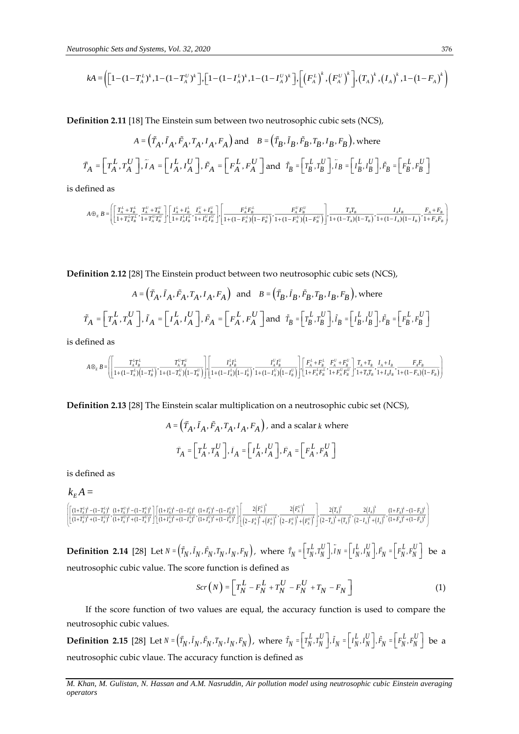$$kA = \left( \left[1-(1-T_A^L)^k, 1-(1-T_A^U)^k\right], \left[1-(1-I_A^L)^k, 1-(1-I_A^U)^k\right], \left[\left(F_A^L\right)^k, \left(F_A^U\right)^k\right], \left(T_A\right)^k, \left(I_A\right)^k, 1-\left(1-F_A\right)^k \right)$$

**Definition 2.11** [18] The Einstein sum between two neutrosophic cubic sets (NCS),

$$A = \left(\tilde{T}_A, \tilde{I}_A, \tilde{F}_A, T_A, I_A, F_A\right) \text{ and } \quad B = \left(\tilde{T}_B, \tilde{I}_B, \tilde{F}_B, T_B, I_B, F_B\right), \text{ where}$$

$$\tilde{T}_A = \left[T_A^L, T_A^U\right], \tilde{I}_A = \left[I_A^L, I_A^U\right], \tilde{F}_A = \left[F_A^L, F_A^U\right] \text{ and } \tilde{T}_B = \left[T_B^L, T_B^U\right], \tilde{I}_B = \left[I_B^L, I_B^U\right], \tilde{F}_B = \left[F_B^L, F_B^U\right]$$

is defined as

$$A \oplus_E B = \left( \left[ \frac{T_A^L + T_B^L}{1+T_A^L T_B^L}, \frac{T_A^U + T_B^U}{1+T_A^U T_B^U} \right], \left[ \frac{I_A^L + I_B^L}{1+I_A^L I_B^L}, \frac{I_A^U + I_B^U}{1+I_A^U I_B^U} \right], \left[ \frac{F_A^L F_B^L}{1+(1-F_A^L)\left(1-F_B^L\right)}, \frac{F_A^U F_B^U}{1+(1-F_A^U)\left(1-F_B^U\right)} \right], \frac{T_A T_B}{1+(1-T_A)(1-T_B)}, \frac{I_A I_B}{1+(1-I_A)(1-I_B)}, \frac{F_A + F_B}{1+F_A F_B} \right)$$

**Definition 2.12** [28] The Einstein product between two neutrosophic cubic sets (NCS),

$$A = \left(\tilde{T}_A, \tilde{I}_A, \tilde{F}_A, T_A, I_A, F_A\right) \text{ and } \quad B = \left(\tilde{T}_B, \tilde{I}_B, \tilde{F}_B, T_B, I_B, F_B\right), \text{ where}$$

$$\tilde{T}_A = \left[T_A^L, T_A^U\right], \tilde{I}_A = \left[I_A^L, I_A^U\right], \tilde{F}_A = \left[F_A^L, F_A^U\right] \text{ and } \tilde{T}_B = \left[T_B^L, T_B^U\right], \tilde{I}_B = \left[I_B^L, I_B^U\right], \tilde{F}_B = \left[F_B^L, F_B^U\right]$$

is defined as

$$A \otimes_E B = \left( \left[ \frac{T_A^L T_B^L}{1+(1-T_A^L)\left(1-T_B^L\right)}, \frac{T_A^U T_B^U}{1+(1-T_A^U)\left(1-T_B^U\right)} \right], \left[ \frac{I_A^L I_B^L}{1+(1-I_A^L)\left(1-I_B^L\right)}, \frac{I_A^U I_B^U}{1+(1-I_A^U)\left(1-I_B^U\right)} \right], \left[ \frac{F_A^L + F_B^L}{1+F_A^L F_B^L}, \frac{F_A^U + F_B^U}{1+F_A^U F_B^U} \right], \frac{T_A + T_B}{1+T_A T_B}, \frac{I_A + I_B}{1+I_A I_B}, \frac{F_A F_B}{1+(1-F_A)(1-F_B)} \right)$$

**Definition 2.13** [28] The Einstein scalar multiplication on a neutrosophic cubic set (NCS),

$$A = \left(\tilde{T}_A, \tilde{I}_A, \tilde{F}_A, T_A, I_A, F_A\right), \text{ and a scalar } k \text{ where}$$

$$\tilde{T}_A = \left[T_A^L, T_A^U\right], \tilde{I}_A = \left[I_A^L, I_A^U\right], \tilde{F}_A = \left[F_A^L, F_A^U\right]$$

is defined as

$$k_E A =$$

$$\left( \left[ \frac{(1+T_A^L)^k - (1-T_A^L)^k}{(1+T_A^L)^k + (1-T_A^L)^k}, \frac{(1+T_A^U)^k - (1-T_A^U)^k}{(1+T_A^U)^k + (1-T_A^U)^k} \right], \left[ \frac{(1+I_A^L)^k - (1-I_A^L)^k}{(1+I_A^L)^k + (1-I_A^L)^k}, \frac{(1+I_A^U)^k - (1-I_A^U)^k}{(1+I_A^U)^k + (1-I_A^U)^k} \right], \left[ \frac{2\left(F_A^L\right)^k}{\left(2-F_A^L\right)^k + \left(F_A^L\right)^k}, \frac{2\left(F_A^U\right)^k}{\left(2-F_A^U\right)^k + \left(F_A^U\right)^k} \right], \frac{2\left(T_A\right)^k}{\left(2-T_A\right)^k + \left(T_A\right)^k}, \frac{2\left(I_A\right)^k}{\left(2-I_A\right)^k + \left(I_A\right)^k}, \frac{(1+F_A)^k - (1-F_A)^k}{(1+F_A)^k + (1-F_A)^k} \right)$$

**Definition 2.14** [28] Let $N = \left(\tilde{T}_N, \tilde{I}_N, \tilde{F}_N, T_N, I_N, F_N\right)$, where $\tilde{T}_N = \left[T_N^L, T_N^U\right], \tilde{I}_N = \left[I_N^L, I_N^U\right], \tilde{F}_N = \left[F_N^L, F_N^U\right]$ be a neutrosophic cubic value. The score function is defined as

$$Scr\left(N\right) = \left[T_N^L - F_N^L + T_N^U - F_N^U + T_N - F_N\right] \tag{1}$$

If the score function of two values are equal, the accuracy function is used to compare the neutrosophic cubic values.

**Definition 2.15** [28] Let $N = \left(\tilde{T}_N, \tilde{I}_N, \tilde{F}_N, T_N, I_N, F_N\right)$, where $\tilde{T}_N = \left[T_N^L, T_N^U\right], \tilde{I}_N = \left[I_N^L, I_N^U\right], \tilde{F}_N = \left[F_N^L, F_N^U\right]$ be a neutrosophic cubic vlaue. The accuracy function is defined as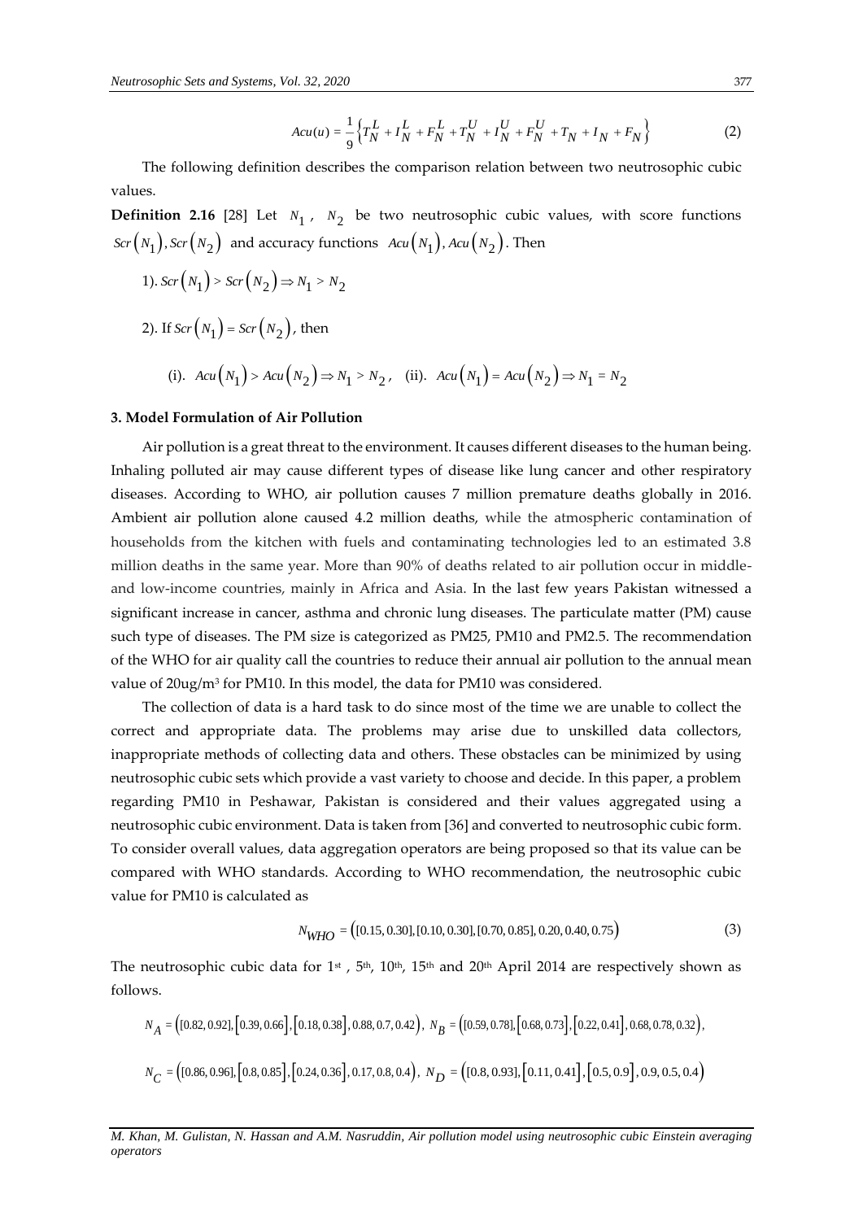$$Acu(u) = \frac{1}{9}\left\{T_N^L + I_N^L + F_N^L + T_N^U + I_N^U + F_N^U + T_N + I_N + F_N\right\} \tag{2}$$

The following definition describes the comparison relation between two neutrosophic cubic values.

**Definition 2.16** [28] Let $N_1$, $N_2$ be two neutrosophic cubic values, with score functions $Scr\left(N_1\right), Scr\left(N_2\right)$ and accuracy functions $Acu\left(N_1\right), Acu\left(N_2\right)$. Then

1). $Scr\left(N_1\right) > Scr\left(N_2\right) \Rightarrow N_1 > N_2$

2). If $Scr\left(N_1\right) = Scr\left(N_2\right)$, then

(i). $Acu\left(N_1\right) > Acu\left(N_2\right) \Rightarrow N_1 > N_2$, (ii). $Acu\left(N_1\right) = Acu\left(N_2\right) \Rightarrow N_1 = N_2$

## 3. Model Formulation of Air Pollution

Air pollution is a great threat to the environment. It causes different diseases to the human being. Inhaling polluted air may cause different types of disease like lung cancer and other respiratory diseases. According to WHO, air pollution causes 7 million premature deaths globally in 2016. Ambient air pollution alone caused 4.2 million deaths, while the atmospheric contamination of households from the kitchen with fuels and contaminating technologies led to an estimated 3.8 million deaths in the same year. More than 90% of deaths related to air pollution occur in middle- and low-income countries, mainly in Africa and Asia. In the last few years Pakistan witnessed a significant increase in cancer, asthma and chronic lung diseases. The particulate matter (PM) cause such type of diseases. The PM size is categorized as PM25, PM10 and PM2.5. The recommendation of the WHO for air quality call the countries to reduce their annual air pollution to the annual mean value of 20ug/m$^3$ for PM10. In this model, the data for PM10 was considered.

The collection of data is a hard task to do since most of the time we are unable to collect the correct and appropriate data. The problems may arise due to unskilled data collectors, inappropriate methods of collecting data and others. These obstacles can be minimized by using neutrosophic cubic sets which provide a vast variety to choose and decide. In this paper, a problem regarding PM10 in Peshawar, Pakistan is considered and their values aggregated using a neutrosophic cubic environment. Data is taken from [36] and converted to neutrosophic cubic form. To consider overall values, data aggregation operators are being proposed so that its value can be compared with WHO standards. According to WHO recommendation, the neutrosophic cubic value for PM10 is calculated as

$$N_{WHO} = \left([0.15, 0.30], [0.10, 0.30], [0.70, 0.85], 0.20, 0.40, 0.75\right) \tag{3}$$

The neutrosophic cubic data for 1$^{st}$, 5$^{th}$, 10$^{th}$, 15$^{th}$ and 20$^{th}$ April 2014 are respectively shown as follows.

$N_A = \left([0.82, 0.92], \left[0.39, 0.66\right], \left[0.18, 0.38\right], 0.88, 0.7, 0.42\right)$, $N_B = \left([0.59, 0.78], \left[0.68, 0.73\right], \left[0.22, 0.41\right], 0.68, 0.78, 0.32\right)$,

$N_C = \left([0.86, 0.96], \left[0.8, 0.85\right], \left[0.24, 0.36\right], 0.17, 0.8, 0.4\right)$, $N_D = \left([0.8, 0.93], \left[0.11, 0.41\right], \left[0.5, 0.9\right], 0.9, 0.5, 0.4\right)$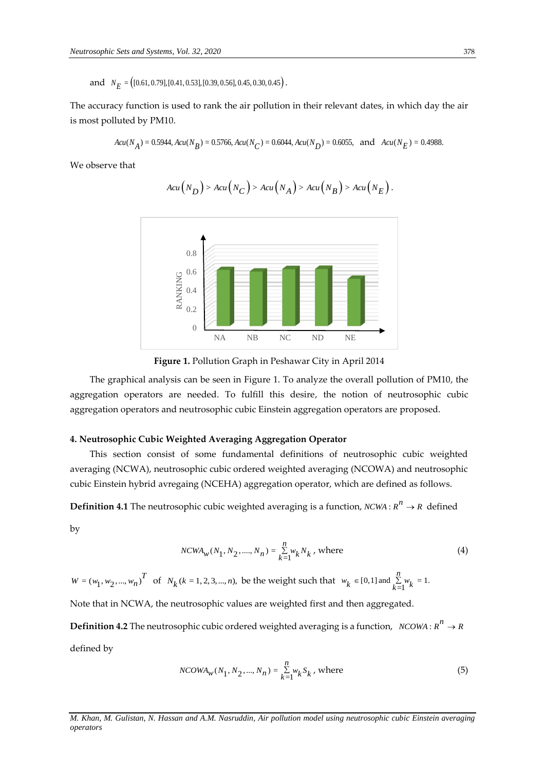and $N_E = \left([0.61, 0.79], [0.41, 0.53], [0.39, 0.56], 0.45, 0.30, 0.45\right)$.

The accuracy function is used to rank the air pollution in their relevant dates, in which day the air is most polluted by PM10.

$$Acu(N_A) = 0.5944, Acu(N_B) = 0.5766, Acu(N_C) = 0.6044, Acu(N_D) = 0.6055, \text{ and } Acu(N_E) = 0.4988.$$

We observe that

$$Acu\left(N_D\right) > Acu\left(N_C\right) > Acu\left(N_A\right) > Acu\left(N_B\right) > Acu\left(N_E\right).$$

**Figure 1.** Pollution Graph in Peshawar City in April 2014

The graphical analysis can be seen in Figure 1. To analyze the overall pollution of PM10, the aggregation operators are needed. To fulfill this desire, the notion of neutrosophic cubic aggregation operators and neutrosophic cubic Einstein aggregation operators are proposed.

## 4. Neutrosophic Cubic Weighted Averaging Aggregation Operator

This section consist of some fundamental definitions of neutrosophic cubic weighted averaging (NCWA), neutrosophic cubic ordered weighted averaging (NCOWA) and neutrosophic cubic Einstein hybrid avregaing (NCEHA) aggregation operator, which are defined as follows.

**Definition 4.1** The neutrosophic cubic weighted averaging is a function, $NCWA : R^n \to R$ defined by

$$NCWA_w(N_1, N_2, ...., N_n) = \sum_{k=1}^{n} w_k N_k \text{, where} \tag{4}$$

$W = (w_1, w_2, ..., w_n)^T$ of $N_k (k = 1, 2, 3, ..., n)$, be the weight such that $w_k \in [0,1]$ and $\sum_{k=1}^{n} w_k = 1$.

Note that in NCWA, the neutrosophic values are weighted first and then aggregated.

**Definition 4.2** The neutrosophic cubic ordered weighted averaging is a function, $NCOWA : R^n \to R$ defined by

$$NCOWA_w(N_1, N_2, ..., N_n) = \sum_{k=1}^{n} w_k S_k \text{, where} \tag{5}$$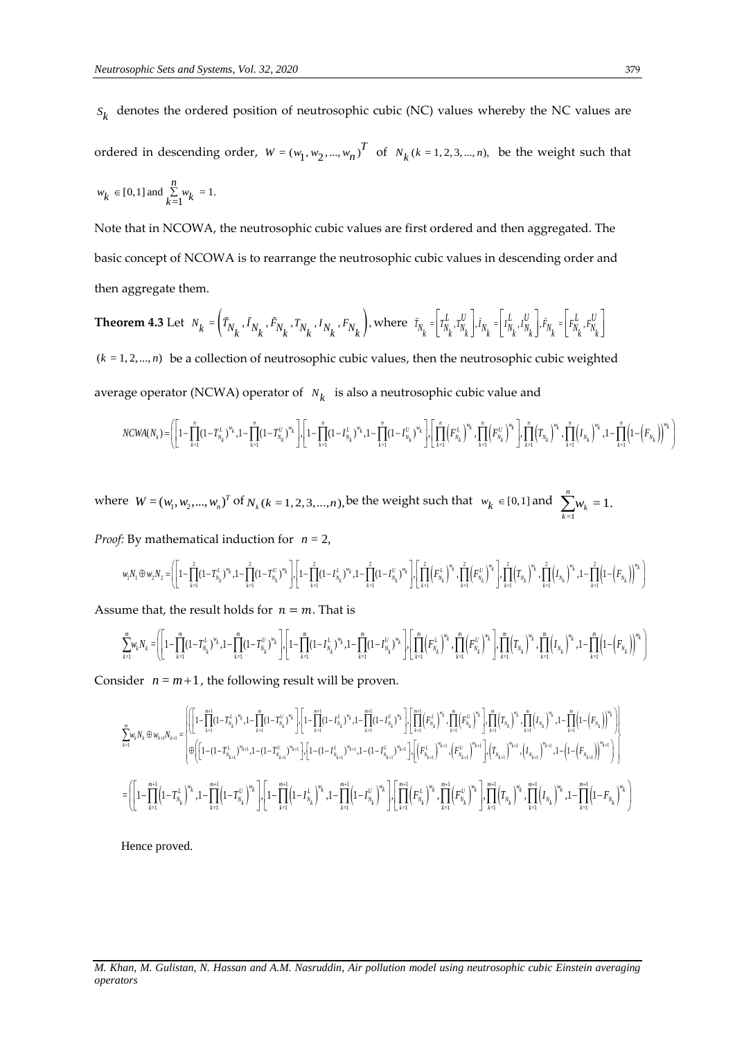$s_k$ denotes the ordered position of neutrosophic cubic (NC) values whereby the NC values are ordered in descending order, $W = (w_1, w_2, ..., w_n)^T$ of $N_k (k = 1, 2, 3, ..., n)$, be the weight such that $w_k \in [0,1]$ and $\sum_{k=1}^{n} w_k = 1.$

Note that in NCOWA, the neutrosophic cubic values are first ordered and then aggregated. The basic concept of NCOWA is to rearrange the neutrosophic cubic values in descending order and then aggregate them.

**Theorem 4.3** Let $N_k = \left(\tilde{T}_{N_k}, \tilde{I}_{N_k}, \tilde{F}_{N_k}, T_{N_k}, I_{N_k}, F_{N_k}\right)$, where $\tilde{T}_{N_k} = \left[T^L_{N_k}, T^U_{N_k}\right], \tilde{I}_{N_k} = \left[I^L_{N_k}, I^U_{N_k}\right], \tilde{F}_{N_k} = \left[F^L_{N_k}, F^U_{N_k}\right]$ $(k = 1, 2, ..., n)$ be a collection of neutrosophic cubic values, then the neutrosophic cubic weighted average operator (NCWA) operator of $N_k$ is also a neutrosophic cubic value and

$$NCWA(N_k) = \left( \left[1-\prod_{k=1}^{n}(1-T^L_{N_k})^{w_k}, 1-\prod_{k=1}^{n}(1-T^U_{N_k})^{w_k}\right], \left[1-\prod_{k=1}^{n}(1-I^L_{N_k})^{w_k}, 1-\prod_{k=1}^{n}(1-I^U_{N_k})^{w_k}\right], \left[\prod_{k=1}^{n}\left(F^L_{N_k}\right)^{w_k}, \prod_{k=1}^{n}\left(F^U_{N_k}\right)^{w_k}\right], \prod_{k=1}^{n}\left(T_{N_k}\right)^{w_k}, \prod_{k=1}^{n}\left(I_{N_k}\right)^{w_k}, 1-\prod_{k=1}^{n}\left(1-\left(F_{N_k}\right)\right)^{w_k} \right)$$

where $W = (w_1, w_2, ..., w_n)^T$ of $N_k (k = 1, 2, 3, ..., n)$, be the weight such that $w_k \in [0,1]$ and $\sum_{k=1}^{n} w_k = 1.$

*Proof:* By mathematical induction for $n = 2$,

$$w_1 N_1 \oplus w_2 N_2 = \left( \left[1-\prod_{k=1}^{2}(1-T^L_{N_k})^{w_k}, 1-\prod_{k=1}^{2}(1-T^U_{N_k})^{w_k}\right], \left[1-\prod_{k=1}^{2}(1-I^L_{N_k})^{w_k}, 1-\prod_{k=1}^{2}(1-I^U_{N_k})^{w_k}\right], \left[\prod_{k=1}^{2}\left(F^L_{N_k}\right)^{w_k}, \prod_{k=1}^{2}\left(F^U_{N_k}\right)^{w_k}\right], \prod_{k=1}^{2}\left(T_{N_k}\right)^{w_k}, \prod_{k=1}^{2}\left(I_{N_k}\right)^{w_k}, 1-\prod_{k=1}^{2}\left(1-\left(F_{N_k}\right)\right)^{w_k} \right)$$

Assume that, the result holds for $n = m$. That is

$$\sum_{k=1}^{m} w_k N_k = \left( \left[1-\prod_{k=1}^{m}(1-T^L_{N_k})^{w_k}, 1-\prod_{k=1}^{m}(1-T^U_{N_k})^{w_k}\right], \left[1-\prod_{k=1}^{m}(1-I^L_{N_k})^{w_k}, 1-\prod_{k=1}^{m}(1-I^U_{N_k})^{w_k}\right], \left[\prod_{k=1}^{m}\left(F^L_{N_k}\right)^{w_k}, \prod_{k=1}^{m}\left(F^U_{N_k}\right)^{w_k}\right], \prod_{k=1}^{m}\left(T_{N_k}\right)^{w_k}, \prod_{k=1}^{m}\left(I_{N_k}\right)^{w_k}, 1-\prod_{k=1}^{m}\left(1-\left(F_{N_k}\right)\right)^{w_k} \right)$$

Consider $n = m+1$, the following result will be proven.

$$\sum_{k=1}^{m} w_k N_k \oplus w_{k+1} N_{k+1} = \left\{ \begin{array}{l} \left( \left[1-\prod_{k=1}^{m+1}(1-T^L_{N_k})^{w_k}, 1-\prod_{k=1}^{m}(1-T^U_{N_k})^{w_k}\right], \left[1-\prod_{k=1}^{m+1}(1-I^L_{N_k})^{w_k}, 1-\prod_{k=1}^{m+1}(1-I^U_{N_k})^{w_k}\right], \left[\prod_{k=1}^{m+1}\left(F^L_{N_k}\right)^{w_k}, \prod_{k=1}^{m}\left(F^U_{N_k}\right)^{w_k}\right], \prod_{k=1}^{m}\left(T_{N_k}\right)^{w_k}, \prod_{k=1}^{m}\left(I_{N_k}\right)^{w_k}, 1-\prod_{k=1}^{m}\left(1-\left(F_{N_k}\right)\right)^{w_k} \right) \\ \oplus\left( \left[1-(1-T^L_{N_{k+1}})^{w_{k+1}}, 1-(1-T^U_{N_{k+1}})^{w_{k+1}}\right], \left[1-(1-I^L_{N_{k+1}})^{w_{k+1}}, 1-(1-I^U_{N_{k+1}})^{w_{k+1}}\right], \left[\left(F^L_{N_{k+1}}\right)^{w_{k+1}}, \left(F^U_{N_{k+1}}\right)^{w_{k+1}}\right], \left(T_{N_{k+1}}\right)^{w_{k+1}}, \left(I_{N_{k+1}}\right)^{w_{k+1}}, 1-\left(1-\left(F_{N_{k+1}}\right)\right)^{w_{k+1}} \right) \end{array} \right\}$$

$$= \left( \left[1-\prod_{k=1}^{m+1}\left(1-T^L_{N_k}\right)^{w_k}, 1-\prod_{k=1}^{m+1}\left(1-T^U_{N_k}\right)^{w_k}\right], \left[1-\prod_{k=1}^{m+1}\left(1-I^L_{N_k}\right)^{w_k}, 1-\prod_{k=1}^{m+1}\left(1-I^U_{N_k}\right)^{w_k}\right], \left[\prod_{k=1}^{m+1}\left(F^L_{N_k}\right)^{w_k}, \prod_{k=1}^{m+1}\left(F^U_{N_k}\right)^{w_k}\right], \prod_{k=1}^{m+1}\left(T_{N_k}\right)^{w_k}, \prod_{k=1}^{m+1}\left(I_{N_k}\right)^{w_k}, 1-\prod_{k=1}^{m+1}\left(1-F_{N_k}\right)^{w_k} \right)$$

Hence proved.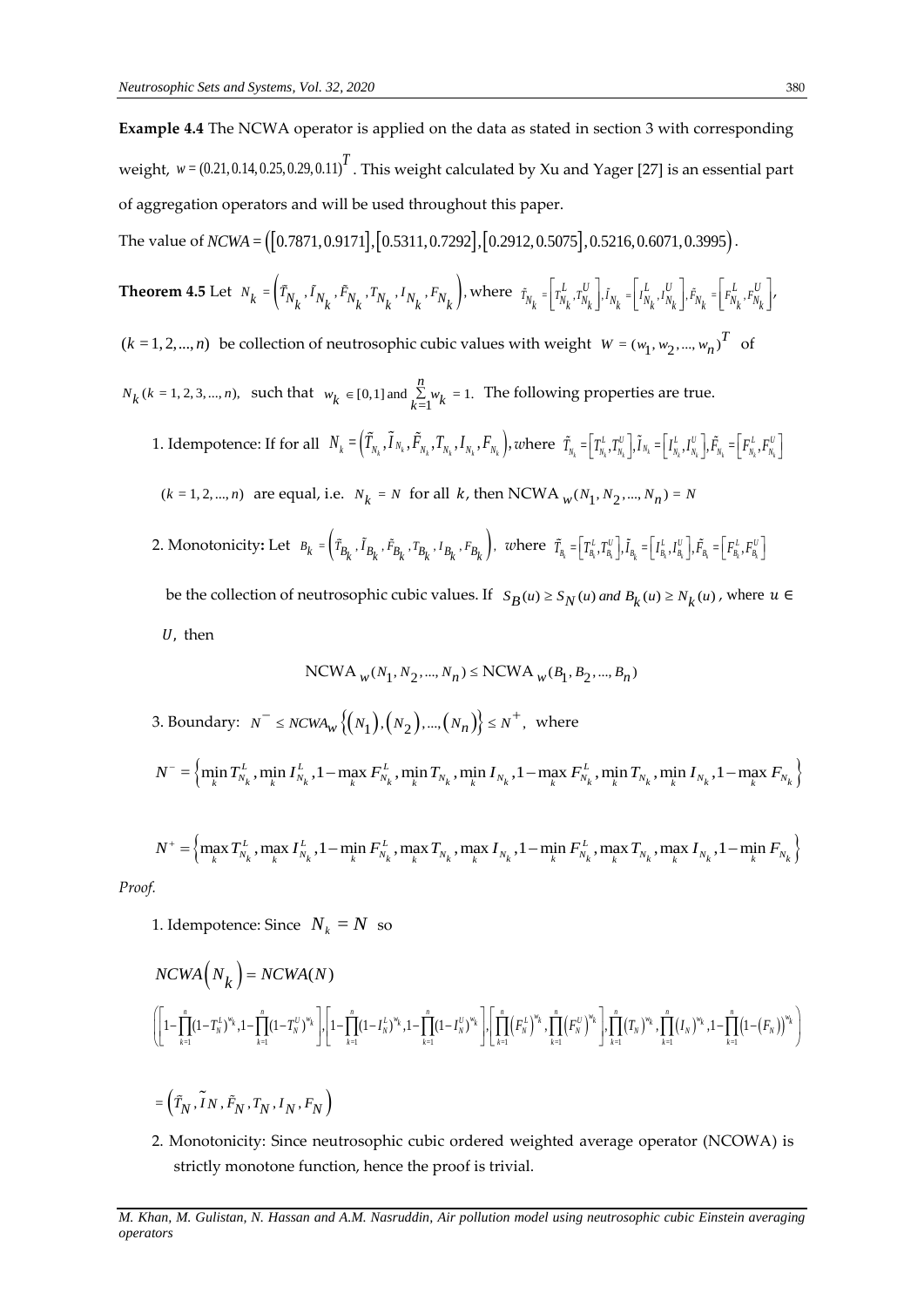**Example 4.4** The NCWA operator is applied on the data as stated in section 3 with corresponding weight, $w = (0.21, 0.14, 0.25, 0.29, 0.11)^T$. This weight calculated by Xu and Yager [27] is an essential part of aggregation operators and will be used throughout this paper.

The value of $NCWA = \left([0.7871, 0.9171], [0.5311, 0.7292], [0.2912, 0.5075], 0.5216, 0.6071, 0.3995\right)$.

**Theorem 4.5** Let $N_k = \left(\tilde{T}_{N_k}, \tilde{I}_{N_k}, \tilde{F}_{N_k}, T_{N_k}, I_{N_k}, F_{N_k}\right)$, where $\tilde{T}_{N_k} = \left[T^L_{N_k}, T^U_{N_k}\right], \tilde{I}_{N_k} = \left[I^L_{N_k}, I^U_{N_k}\right], \tilde{F}_{N_k} = \left[F^L_{N_k}, F^U_{N_k}\right]$, $(k = 1, 2, ..., n)$ be collection of neutrosophic cubic values with weight $W = (w_1, w_2, ..., w_n)^T$ of $N_k$ $(k = 1, 2, 3, ..., n)$, such that $w_k \in [0,1]$ and $\sum_{k=1}^{n} w_k = 1$. The following properties are true.

1. Idempotence: If for all $N_k = \left(\tilde{T}_{N_k}, \tilde{I}_{N_k}, \tilde{F}_{N_k}, T_{N_k}, I_{N_k}, F_{N_k}\right)$, where $\tilde{T}_{N_k} = \left[T^L_{N_k}, T^U_{N_k}\right], \tilde{I}_{N_k} = \left[I^L_{N_k}, I^U_{N_k}\right], \tilde{F}_{N_k} = \left[F^L_{N_k}, F^U_{N_k}\right]$ $(k = 1, 2, ..., n)$ are equal, i.e. $N_k = N$ for all $k$, then $\text{NCWA}_w(N_1, N_2, ..., N_n) = N$

2. Monotonicity: Let $B_k = \left(\tilde{T}_{B_k}, \tilde{I}_{B_k}, \tilde{F}_{B_k}, T_{B_k}, I_{B_k}, F_{B_k}\right)$, where $\tilde{T}_{B_k} = \left[T^L_{B_k}, T^U_{B_k}\right], \tilde{I}_{B_k} = \left[I^L_{B_k}, I^U_{B_k}\right], \tilde{F}_{B_k} = \left[F^L_{B_k}, F^U_{B_k}\right]$ be the collection of neutrosophic cubic values. If $S_B(u) \geq S_N(u)$ *and* $B_k(u) \geq N_k(u)$, where $u \in U$, then

$$\text{NCWA}_w(N_1, N_2, ..., N_n) \leq \text{NCWA}_w(B_1, B_2, ..., B_n)$$

3. Boundary: $N^- \leq NCWA_w\left\{(N_1), (N_2), ..., (N_n)\right\} \leq N^+$, where

$$N^- = \left\{\min_k T^L_{N_k}, \min_k I^L_{N_k}, 1 - \max_k F^L_{N_k}, \min_k T_{N_k}, \min_k I_{N_k}, 1 - \max_k F^L_{N_k}, \min_k T_{N_k}, \min_k I_{N_k}, 1 - \max_k F_{N_k}\right\}$$

$$N^+ = \left\{\max_k T^L_{N_k}, \max_k I^L_{N_k}, 1 - \min_k F^L_{N_k}, \max_k T_{N_k}, \max_k I_{N_k}, 1 - \min_k F^L_{N_k}, \max_k T_{N_k}, \max_k I_{N_k}, 1 - \min_k F_{N_k}\right\}$$

*Proof.*

1. Idempotence: Since $N_k = N$ so

$$NCWA\left(N_k\right) = NCWA(N)$$

$$\left(\left[1 - \prod_{k=1}^{n}(1 - T^L_N)^{w_k}, 1 - \prod_{k=1}^{n}(1 - T^U_N)^{w_k}\right], \left[1 - \prod_{k=1}^{n}(1 - I^L_N)^{w_k}, 1 - \prod_{k=1}^{n}(1 - I^U_N)^{w_k}\right], \left[\prod_{k=1}^{n}\left(F^L_N\right)^{w_k}, \prod_{k=1}^{n}\left(F^U_N\right)^{w_k}\right], \prod_{k=1}^{n}\left(T_N\right)^{w_k}, \prod_{k=1}^{n}\left(I_N\right)^{w_k}, 1 - \prod_{k=1}^{n}\left(1 - \left(F_N\right)\right)^{w_k}\right)$$

$$= \left(\tilde{T}_N, \tilde{I}_N, \tilde{F}_N, T_N, I_N, F_N\right)$$

2. Monotonicity: Since neutrosophic cubic ordered weighted average operator (NCOWA) is strictly monotone function, hence the proof is trivial.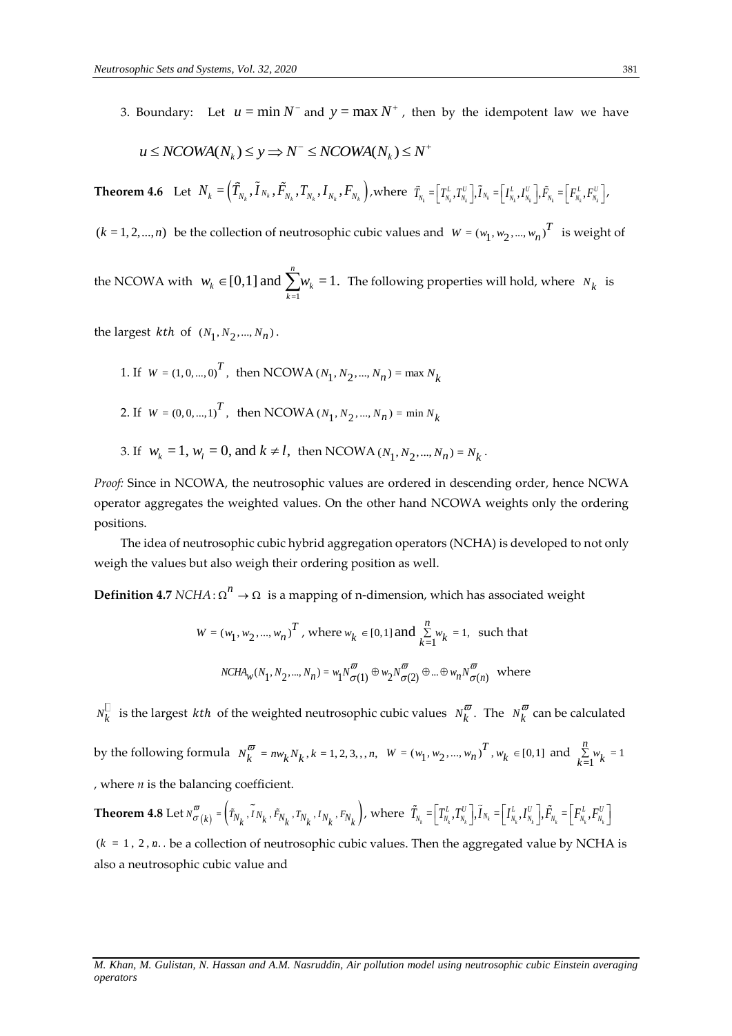3. Boundary: Let $u = \min N^{-}$ and $y = \max N^{+}$, then by the idempotent law we have

$$u \leq NCOWA(N_k) \leq y \Rightarrow N^{-} \leq NCOWA(N_k) \leq N^{+}$$

**Theorem 4.6** Let $N_k = \left(\tilde{T}_{N_k}, \tilde{I}_{N_k}, \tilde{F}_{N_k}, T_{N_k}, I_{N_k}, F_{N_k}\right)$, where $\tilde{T}_{N_k} = \left[T^L_{N_k}, T^U_{N_k}\right], \tilde{I}_{N_k} = \left[I^L_{N_k}, I^U_{N_k}\right], \tilde{F}_{N_k} = \left[F^L_{N_k}, F^U_{N_k}\right]$, $(k = 1, 2, ..., n)$ be the collection of neutrosophic cubic values and $W = (w_1, w_2, ..., w_n)^T$ is weight of the NCOWA with $w_k \in [0,1]$ and $\sum_{k=1}^{n} w_k = 1.$ The following properties will hold, where $N_k$ is the largest $kth$ of $(N_1, N_2, ..., N_n)$.

1. If $W = (1, 0, ..., 0)^T$, then NCOWA $(N_1, N_2, ..., N_n) = \max N_k$
2. If $W = (0, 0, ..., 1)^T$, then NCOWA $(N_1, N_2, ..., N_n) = \min N_k$
3. If $w_k = 1, w_l = 0, \text{and } k \neq l,$ then NCOWA $(N_1, N_2, ..., N_n) = N_k$.

*Proof:* Since in NCOWA, the neutrosophic values are ordered in descending order, hence NCWA operator aggregates the weighted values. On the other hand NCOWA weights only the ordering positions.

The idea of neutrosophic cubic hybrid aggregation operators (NCHA) is developed to not only weigh the values but also weigh their ordering position as well.

**Definition 4.7** $NCHA : \Omega^n \rightarrow \Omega$ is a mapping of n-dimension, which has associated weight

$$W = (w_1, w_2, ..., w_n)^T, \text{ where } w_k \in [0,1] \text{ and } \sum_{k=1}^{n} w_k = 1, \text{ such that}$$

$$NCHA_w(N_1, N_2, ..., N_n) = w_1 N^{\varpi}_{\sigma(1)} \oplus w_2 N^{\varpi}_{\sigma(2)} \oplus ... \oplus w_n N^{\varpi}_{\sigma(n)} \text{ where}$$

$N_k$ is the largest $kth$ of the weighted neutrosophic cubic values $N^{\varpi}_k$. The $N^{\varpi}_k$ can be calculated by the following formula $N^{\varpi}_k = n w_k N_k, k = 1, 2, 3, , , n,$ $W = (w_1, w_2, ..., w_n)^T, w_k \in [0,1]$ and $\sum_{k=1}^{n} w_k = 1$, where $n$ is the balancing coefficient.

**Theorem 4.8** Let $N^{\varpi}_{\sigma(k)} = \left(\tilde{T}_{N_k}, \tilde{I}_{N_k}, \tilde{F}_{N_k}, T_{N_k}, I_{N_k}, F_{N_k}\right)$, where $\tilde{T}_{N_k} = \left[T^L_{N_k}, T^U_{N_k}\right], \tilde{I}_{N_k} = \left[I^L_{N_k}, I^U_{N_k}\right], \tilde{F}_{N_k} = \left[F^L_{N_k}, F^U_{N_k}\right]$ $(k = 1, 2, n..$ be a collection of neutrosophic cubic values. Then the aggregated value by NCHA is also a neutrosophic cubic value and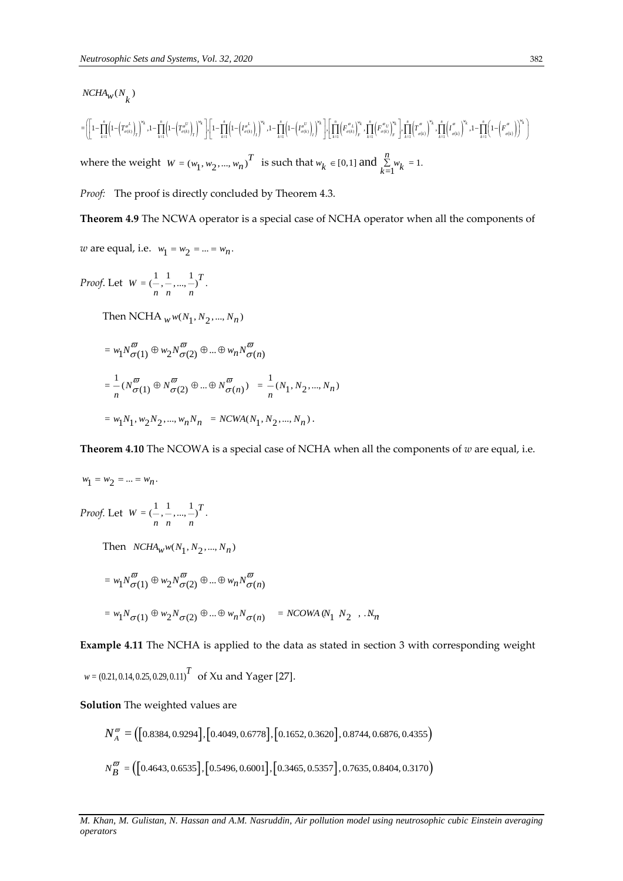$NCHA_w(N_k)$

$$=\left(\left[1-\prod_{k=1}^{n}\left(1-\left(T^{\varpi L}_{\sigma(k)}\right)_T\right)^{w_k},1-\prod_{k=1}^{n}\left(1-\left(T^{\varpi U}_{\sigma(k)}\right)_T\right)^{w_k}\right],\left[1-\prod_{k=1}^{n}\left(1-\left(I^{\varpi L}_{\sigma(k)}\right)_I\right)^{w_k},1-\prod_{k=1}^{n}\left(1-\left(I^{\varpi U}_{\sigma(k)}\right)_I\right)^{w_k}\right],\left[\prod_{k=1}^{n}\left(F^{\varpi L}_{\sigma(k)}\right)_F^{w_k},\prod_{k=1}^{n}\left(F^{\varpi U}_{\sigma(k)}\right)_F^{w_k}\right],\prod_{k=1}^{n}\left(T^{\varpi}_{\sigma(k)}\right)^{w_k},\prod_{k=1}^{n}\left(I^{\varpi}_{\sigma(k)}\right)^{w_k},1-\prod_{k=1}^{n}\left(1-\left(F^{\varpi}_{\sigma(k)}\right)\right)^{w_k}\right)$$

where the weight $W=(w_1,w_2,...,w_n)^T$ is such that $w_k\in[0,1]$ and $\sum_{k=1}^{n}w_k=1.$

*Proof:* The proof is directly concluded by Theorem 4.3.

**Theorem 4.9** The NCWA operator is a special case of NCHA operator when all the components of $w$ are equal, i.e. $w_1=w_2=...=w_n$.

*Proof.* Let $W=(\frac{1}{n},\frac{1}{n},...,\frac{1}{n})^T$.

Then NCHA $_w w(N_1,N_2,...,N_n)$

$$=w_1N^{\varpi}_{\sigma(1)}\oplus w_2N^{\varpi}_{\sigma(2)}\oplus...\oplus w_nN^{\varpi}_{\sigma(n)}$$

$$=\frac{1}{n}(N^{\varpi}_{\sigma(1)}\oplus N^{\varpi}_{\sigma(2)}\oplus...\oplus N^{\varpi}_{\sigma(n)})\ =\frac{1}{n}(N_1,N_2,...,N_n)$$

$$=w_1N_1,w_2N_2,...,w_nN_n\ =NCWA(N_1,N_2,...,N_n).$$

**Theorem 4.10** The NCOWA is a special case of NCHA when all the components of $w$ are equal, i.e. $w_1=w_2=...=w_n$.

*Proof.* Let $W=(\frac{1}{n},\frac{1}{n},...,\frac{1}{n})^T$.

Then $NCHA_w w(N_1,N_2,...,N_n)$

$$=w_1N^{\varpi}_{\sigma(1)}\oplus w_2N^{\varpi}_{\sigma(2)}\oplus...\oplus w_nN^{\varpi}_{\sigma(n)}$$

$$=w_1N_{\sigma(1)}\oplus w_2N_{\sigma(2)}\oplus...\oplus w_nN_{\sigma(n)}\ =NCOWA(N_1\ N_2\ ,..N_n$$

**Example 4.11** The NCHA is applied to the data as stated in section 3 with corresponding weight $w=(0.21,0.14,0.25,0.29,0.11)^T$ of Xu and Yager [27].

**Solution** The weighted values are

$$N^{\varpi}_A=\left(\left[0.8384,0.9294\right],\left[0.4049,0.6778\right],\left[0.1652,0.3620\right],0.8744,0.6876,0.4355\right)$$

$$N^{\varpi}_B=\left(\left[0.4643,0.6535\right],\left[0.5496,0.6001\right],\left[0.3465,0.5357\right],0.7635,0.8404,0.3170\right)$$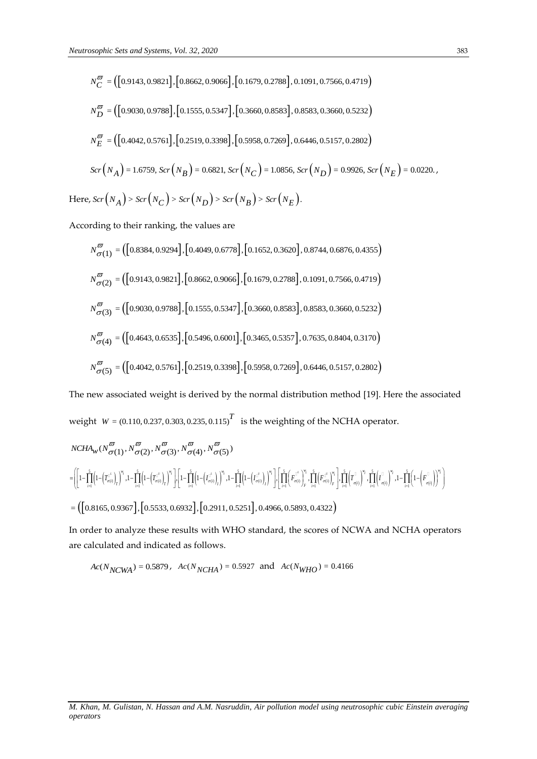$$N_{C}^{\varpi} = \left(\left[0.9143, 0.9821\right], \left[0.8662, 0.9066\right], \left[0.1679, 0.2788\right], 0.1091, 0.7566, 0.4719\right)$$

$$N_{D}^{\varpi} = \left(\left[0.9030, 0.9788\right], \left[0.1555, 0.5347\right], \left[0.3660, 0.8583\right], 0.8583, 0.3660, 0.5232\right)$$

$$N_{E}^{\varpi} = \left(\left[0.4042, 0.5761\right], \left[0.2519, 0.3398\right], \left[0.5958, 0.7269\right], 0.6446, 0.5157, 0.2802\right)$$

$$Scr\left(N_{A}\right) = 1.6759,\ Scr\left(N_{B}\right) = 0.6821,\ Scr\left(N_{C}\right) = 1.0856,\ Scr\left(N_{D}\right) = 0.9926,\ Scr\left(N_{E}\right) = 0.0220.,$$

Here, $Scr\left(N_{A}\right) > Scr\left(N_{C}\right) > Scr\left(N_{D}\right) > Scr\left(N_{B}\right) > Scr\left(N_{E}\right)$.

According to their ranking, the values are

$$N_{\sigma(1)}^{\varpi} = \left(\left[0.8384, 0.9294\right], \left[0.4049, 0.6778\right], \left[0.1652, 0.3620\right], 0.8744, 0.6876, 0.4355\right)$$

$$N_{\sigma(2)}^{\varpi} = \left(\left[0.9143, 0.9821\right], \left[0.8662, 0.9066\right], \left[0.1679, 0.2788\right], 0.1091, 0.7566, 0.4719\right)$$

$$N_{\sigma(3)}^{\varpi} = \left(\left[0.9030, 0.9788\right], \left[0.1555, 0.5347\right], \left[0.3660, 0.8583\right], 0.8583, 0.3660, 0.5232\right)$$

$$N_{\sigma(4)}^{\varpi} = \left(\left[0.4643, 0.6535\right], \left[0.5496, 0.6001\right], \left[0.3465, 0.5357\right], 0.7635, 0.8404, 0.3170\right)$$

$$N_{\sigma(5)}^{\varpi} = \left(\left[0.4042, 0.5761\right], \left[0.2519, 0.3398\right], \left[0.5958, 0.7269\right], 0.6446, 0.5157, 0.2802\right)$$

The new associated weight is derived by the normal distribution method [19]. Here the associated weight $W = (0.110, 0.237, 0.303, 0.235, 0.115)^{T}$ is the weighting of the NCHA operator.

$$NCHA_{w}(N_{\sigma(1)}^{\varpi}, N_{\sigma(2)}^{\varpi}, N_{\sigma(3)}^{\varpi}, N_{\sigma(4)}^{\varpi}, N_{\sigma(5)}^{\varpi})$$

$$= \left( \left[1-\prod_{i=1}^{5}\left(1-\left(T_{\sigma(i)}^{L}\right)_{T}\right)^{w_i}, 1-\prod_{i=1}^{5}\left(1-\left(T_{\sigma(i)}^{U}\right)_{T}\right)^{w_i}\right], \left[1-\prod_{i=1}^{5}\left(1-\left(I_{\sigma(i)}^{L}\right)_{I}\right)^{w_i}, 1-\prod_{i=1}^{5}\left(1-\left(I_{\sigma(i)}^{U}\right)_{I}\right)^{w_i}\right], \left[\prod_{i=1}^{5}\left(F_{\sigma(i)}^{L}\right)_{F}^{w_i}, \prod_{i=1}^{5}\left(F_{\sigma(i)}^{U}\right)_{F}^{w_i}\right], \prod_{i=1}^{5}\left(T_{\sigma(i)}\right)^{w_i}, \prod_{i=1}^{5}\left(I_{\sigma(i)}\right)^{w_i}, 1-\prod_{i=1}^{5}\left(1-\left(F_{\sigma(i)}\right)\right)^{w_i} \right)$$

$$= \left(\left[0.8165, 0.9367\right], \left[0.5533, 0.6932\right], \left[0.2911, 0.5251\right], 0.4966, 0.5893, 0.4322\right)$$

In order to analyze these results with WHO standard, the scores of NCWA and NCHA operators are calculated and indicated as follows.

$$Ac(N_{NCWA}) = 0.5879,\ Ac(N_{NCHA}) = 0.5927 \text{ and } Ac(N_{WHO}) = 0.4166$$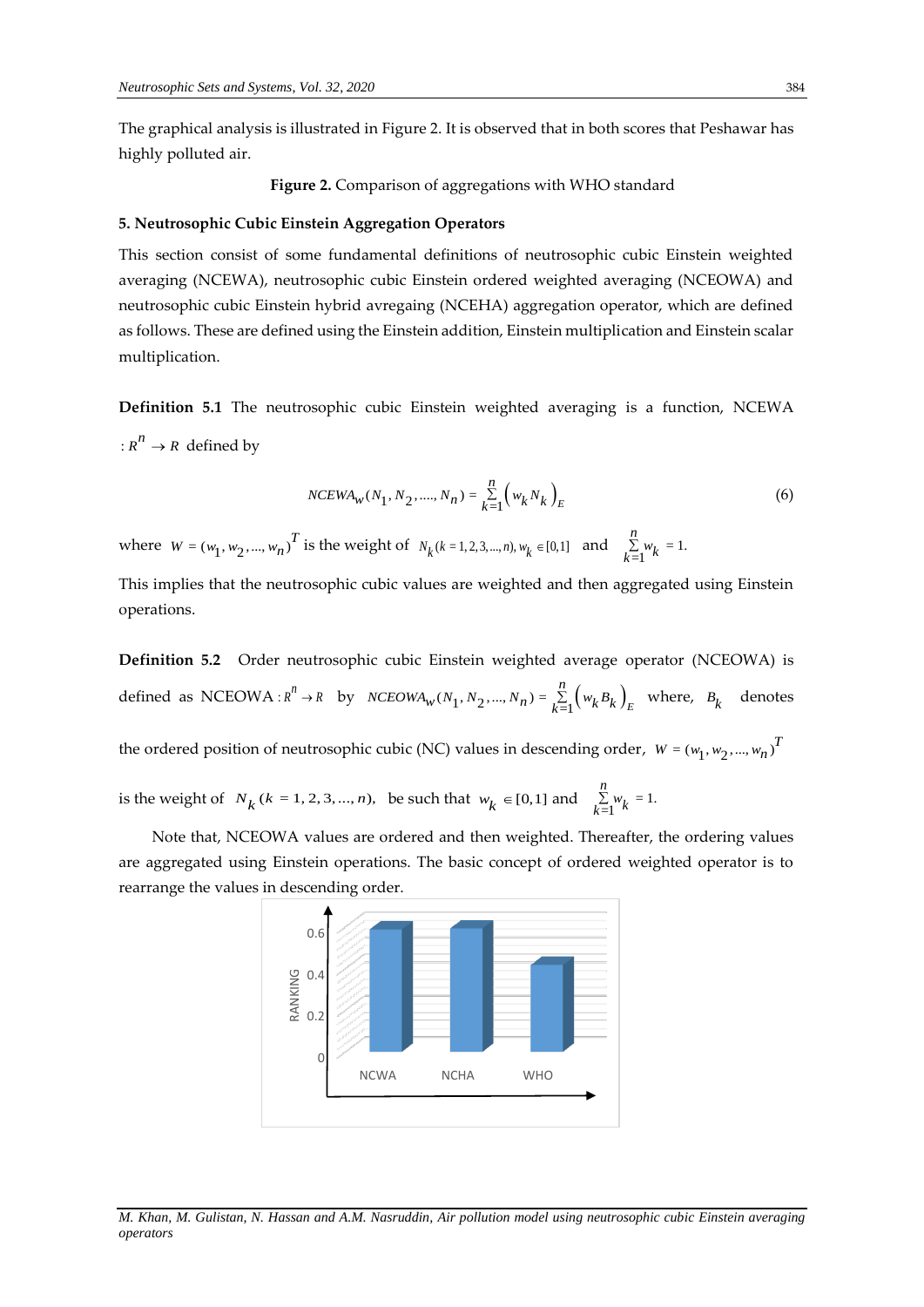The graphical analysis is illustrated in Figure 2. It is observed that in both scores that Peshawar has highly polluted air.

**Figure 2.** Comparison of aggregations with WHO standard

## 5. Neutrosophic Cubic Einstein Aggregation Operators

This section consist of some fundamental definitions of neutrosophic cubic Einstein weighted averaging (NCEWA), neutrosophic cubic Einstein ordered weighted averaging (NCEOWA) and neutrosophic cubic Einstein hybrid avregaing (NCEHA) aggregation operator, which are defined as follows. These are defined using the Einstein addition, Einstein multiplication and Einstein scalar multiplication.

**Definition 5.1** The neutrosophic cubic Einstein weighted averaging is a function, NCEWA $: R^n \to R$ defined by

$$NCEWA_w(N_1, N_2, ...., N_n) = \sum_{k=1}^{n} \left(w_k N_k\right)_E \tag{6}$$

where $W = (w_1, w_2, ..., w_n)^T$ is the weight of $N_k (k = 1,2,3,...,n), w_k \in [0,1]$ and $\sum_{k=1}^{n} w_k = 1.$

This implies that the neutrosophic cubic values are weighted and then aggregated using Einstein operations.

**Definition 5.2** Order neutrosophic cubic Einstein weighted average operator (NCEOWA) is defined as NCEOWA $: R^n \to R$ by $NCEOWA_w(N_1, N_2, ..., N_n) = \sum_{k=1}^{n} \left(w_k B_k\right)_E$ where, $B_k$ denotes the ordered position of neutrosophic cubic (NC) values in descending order, $W = (w_1, w_2, ..., w_n)^T$ is the weight of $N_k$ $(k = 1, 2, 3, ..., n)$, be such that $w_k \in [0,1]$ and $\sum_{k=1}^{n} w_k = 1.$

Note that, NCEOWA values are ordered and then weighted. Thereafter, the ordering values are aggregated using Einstein operations. The basic concept of ordered weighted operator is to rearrange the values in descending order.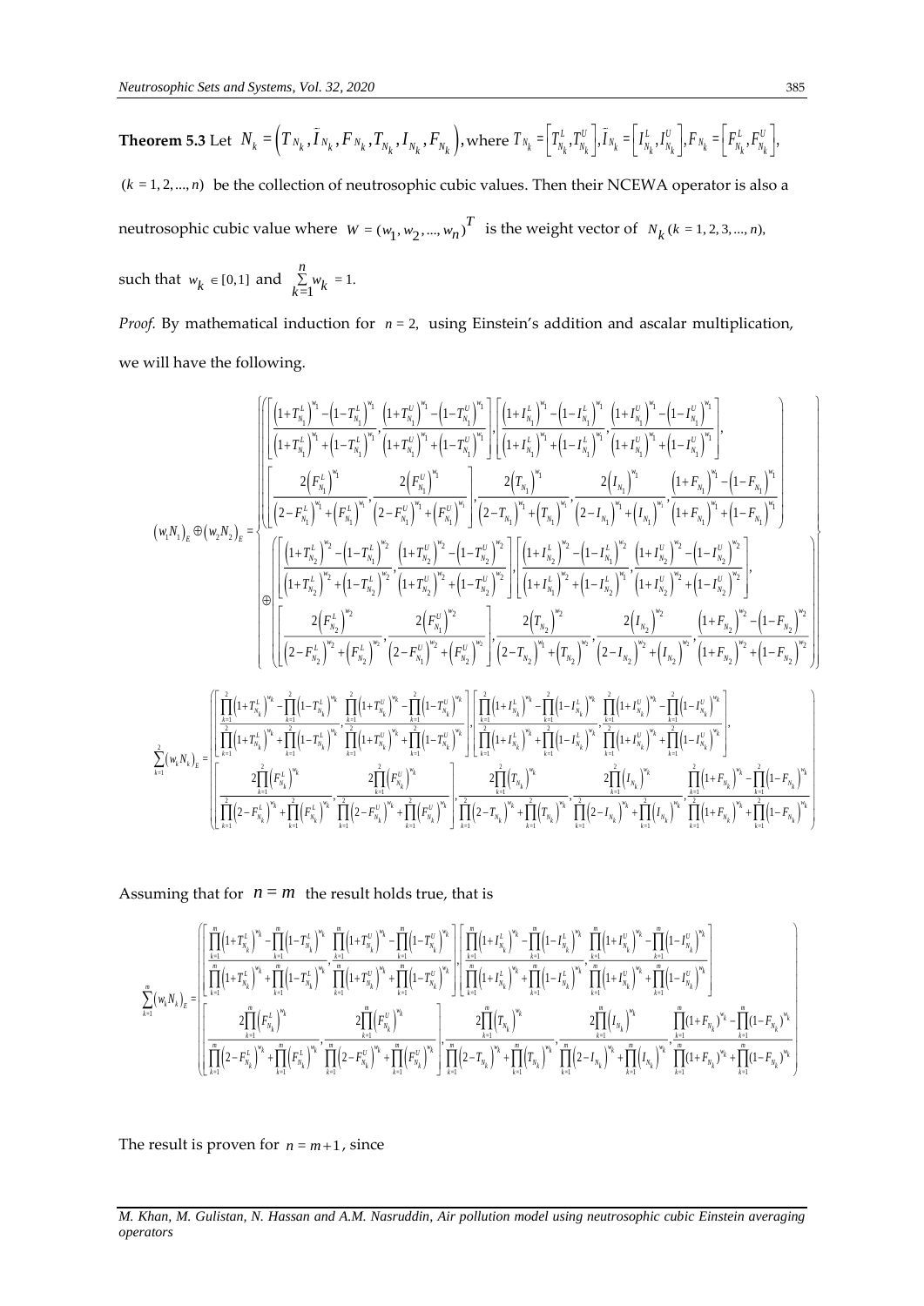**Theorem 5.3** Let $N_k = \left(T_{N_k}, \tilde{I}_{N_k}, F_{N_k}, T_{N_k}, I_{N_k}, F_{N_k}\right)$, where $T_{N_k} = \left[T_{N_k}^L, T_{N_k}^U\right], \tilde{I}_{N_k} = \left[I_{N_k}^L, I_{N_k}^U\right], F_{N_k} = \left[F_{N_k}^L, F_{N_k}^U\right]$, $(k = 1, 2, ..., n)$ be the collection of neutrosophic cubic values. Then their NCEWA operator is also a neutrosophic cubic value where $W = (w_1, w_2, ..., w_n)^T$ is the weight vector of $N_k$ $(k = 1, 2, 3, ..., n)$, such that $w_k \in [0,1]$ and $\sum_{k=1}^{n} w_k = 1.$

*Proof.* By mathematical induction for $n = 2$, using Einstein's addition and ascalar multiplication, we will have the following.

$$
\left(w_1 N_1\right)_E \oplus \left(w_2 N_2\right)_E = \left\{
\begin{array}{l}
\left(
\begin{array}{l}
\left[\dfrac{\left(1+T_{N_1}^L\right)^{w_1} - \left(1-T_{N_1}^L\right)^{w_1}}{\left(1+T_{N_1}^L\right)^{w_1} + \left(1-T_{N_1}^L\right)^{w_1}}, \dfrac{\left(1+T_{N_1}^U\right)^{w_1} - \left(1-T_{N_1}^U\right)^{w_1}}{\left(1+T_{N_1}^U\right)^{w_1} + \left(1-T_{N_1}^U\right)^{w_1}}\right], \left[\dfrac{\left(1+I_{N_1}^L\right)^{w_1} - \left(1-I_{N_1}^L\right)^{w_1}}{\left(1+I_{N_1}^L\right)^{w_1} + \left(1-I_{N_1}^L\right)^{w_1}}, \dfrac{\left(1+I_{N_1}^U\right)^{w_1} - \left(1-I_{N_1}^U\right)^{w_1}}{\left(1+I_{N_1}^U\right)^{w_1} + \left(1-I_{N_1}^U\right)^{w_1}}\right], \\
\left[\dfrac{2\left(F_{N_1}^L\right)^{w_1}}{\left(2-F_{N_1}^L\right)^{w_1} + \left(F_{N_1}^L\right)^{w_1}}, \dfrac{2\left(F_{N_1}^U\right)^{w_1}}{\left(2-F_{N_1}^U\right)^{w_1} + \left(F_{N_1}^U\right)^{w_1}}\right], \dfrac{2\left(T_{N_1}\right)^{w_1}}{\left(2-T_{N_1}\right)^{w_1} + \left(T_{N_1}\right)^{w_1}}, \dfrac{2\left(I_{N_1}\right)^{w_1}}{\left(2-I_{N_1}\right)^{w_1} + \left(I_{N_1}\right)^{w_1}}, \dfrac{\left(1+F_{N_1}\right)^{w_1} - \left(1-F_{N_1}\right)^{w_1}}{\left(1+F_{N_1}\right)^{w_1} + \left(1-F_{N_1}\right)^{w_1}}
\end{array}
\right) \\
\oplus \left(
\begin{array}{l}
\left[\dfrac{\left(1+T_{N_2}^L\right)^{w_2} - \left(1-T_{N_2}^L\right)^{w_2}}{\left(1+T_{N_2}^L\right)^{w_2} + \left(1-T_{N_2}^L\right)^{w_2}}, \dfrac{\left(1+T_{N_2}^U\right)^{w_2} - \left(1-T_{N_2}^U\right)^{w_2}}{\left(1+T_{N_2}^U\right)^{w_2} + \left(1-T_{N_2}^U\right)^{w_2}}\right], \left[\dfrac{\left(1+I_{N_1}^L\right)^{w_2} - \left(1-I_{N_1}^L\right)^{w_2}}{\left(1+I_{N_1}^L\right)^{w_2} + \left(1-I_{N_2}^L\right)^{w_2}}, \dfrac{\left(1+I_{N_2}^U\right)^{w_2} - \left(1-I_{N_2}^U\right)^{w_2}}{\left(1+I_{N_2}^U\right)^{w_2} + \left(1-I_{N_2}^U\right)^{w_2}}\right], \\
\left[\dfrac{2\left(F_{N_2}^L\right)^{w_2}}{\left(2-F_{N_2}^L\right)^{w_2} + \left(F_{N_2}^L\right)^{w_2}}, \dfrac{2\left(F_{N_1}^U\right)^{w_2}}{\left(2-F_{N_1}^U\right)^{w_2} + \left(F_{N_2}^U\right)^{w_2}}\right], \dfrac{2\left(T_{N_2}\right)^{w_2}}{\left(2-T_{N_2}\right)^{w_1} + \left(T_{N_2}\right)^{w_2}}, \dfrac{2\left(I_{N_2}\right)^{w_2}}{\left(2-I_{N_2}\right)^{w_2} + \left(I_{N_2}\right)^{w_2}}, \dfrac{\left(1+F_{N_2}\right)^{w_2} - \left(1-F_{N_2}\right)^{w_2}}{\left(1+F_{N_2}\right)^{w_2} + \left(1-F_{N_2}\right)^{w_2}}
\end{array}
\right)
\end{array}
\right\}
$$

$$
\sum_{k=1}^{2}\left(w_k N_k\right)_E = \left(
\begin{array}{l}
\left[\dfrac{\prod_{k=1}^{2}\left(1+T_{N_k}^L\right)^{w_k} - \prod_{k=1}^{2}\left(1-T_{N_k}^L\right)^{w_k}}{\prod_{k=1}^{2}\left(1+T_{N_k}^L\right)^{w_k} + \prod_{k=1}^{2}\left(1-T_{N_k}^L\right)^{w_k}}, \dfrac{\prod_{k=1}^{2}\left(1+T_{N_k}^U\right)^{w_k} - \prod_{k=1}^{2}\left(1-T_{N_k}^U\right)^{w_k}}{\prod_{k=1}^{2}\left(1+T_{N_k}^U\right)^{w_k} + \prod_{k=1}^{2}\left(1-T_{N_k}^U\right)^{w_k}}\right], \left[\dfrac{\prod_{k=1}^{2}\left(1+I_{N_k}^L\right)^{w_k} - \prod_{k=1}^{2}\left(1-I_{N_k}^L\right)^{w_k}}{\prod_{k=1}^{2}\left(1+I_{N_k}^L\right)^{w_k} + \prod_{k=1}^{2}\left(1-I_{N_k}^L\right)^{w_k}}, \dfrac{\prod_{k=1}^{2}\left(1+I_{N_k}^U\right)^{w_k} - \prod_{k=1}^{2}\left(1-I_{N_k}^U\right)^{w_k}}{\prod_{k=1}^{2}\left(1+I_{N_k}^U\right)^{w_k} + \prod_{k=1}^{2}\left(1-I_{N_k}^U\right)^{w_k}}\right], \\
\left[\dfrac{2\prod_{k=1}^{2}\left(F_{N_k}^L\right)^{w_k}}{\prod_{k=1}^{2}\left(2-F_{N_k}^L\right)^{w_k} + \prod_{k=1}^{2}\left(F_{N_k}^L\right)^{w_k}}, \dfrac{2\prod_{k=1}^{2}\left(F_{N_k}^U\right)^{w_k}}{\prod_{k=1}^{2}\left(2-F_{N_k}^U\right)^{w_k} + \prod_{k=1}^{2}\left(F_{N_k}^U\right)^{w_k}}\right], \dfrac{2\prod_{k=1}^{2}\left(T_{N_k}\right)^{w_k}}{\prod_{k=1}^{2}\left(2-T_{N_k}\right)^{w_k} + \prod_{k=1}^{2}\left(T_{N_k}\right)^{w_k}}, \dfrac{2\prod_{k=1}^{2}\left(I_{N_k}\right)^{w_k}}{\prod_{k=1}^{2}\left(2-I_{N_k}\right)^{w_k} + \prod_{k=1}^{2}\left(I_{N_k}\right)^{w_k}}, \dfrac{\prod_{k=1}^{2}\left(1+F_{N_k}\right)^{w_k} - \prod_{k=1}^{2}\left(1-F_{N_k}\right)^{w_k}}{\prod_{k=1}^{2}\left(1+F_{N_k}\right)^{w_k} + \prod_{k=1}^{2}\left(1-F_{N_k}\right)^{w_k}}
\end{array}
\right)
$$

Assuming that for $n = m$ the result holds true, that is

$$
\sum_{k=1}^{m}\left(w_k N_k\right)_E = \left(
\begin{array}{l}
\left[\dfrac{\prod_{k=1}^{m}\left(1+T_{N_k}^L\right)^{w_k} - \prod_{k=1}^{m}\left(1-T_{N_k}^L\right)^{w_k}}{\prod_{k=1}^{m}\left(1+T_{N_k}^L\right)^{w_k} + \prod_{k=1}^{m}\left(1-T_{N_k}^L\right)^{w_k}}, \dfrac{\prod_{k=1}^{m}\left(1+T_{N_k}^U\right)^{w_k} - \prod_{k=1}^{m}\left(1-T_{N_k}^U\right)^{w_k}}{\prod_{k=1}^{m}\left(1+T_{N_k}^U\right)^{w_k} + \prod_{k=1}^{m}\left(1-T_{N_k}^U\right)^{w_k}}\right], \left[\dfrac{\prod_{k=1}^{m}\left(1+I_{N_k}^L\right)^{w_k} - \prod_{k=1}^{m}\left(1-I_{N_k}^L\right)^{w_k}}{\prod_{k=1}^{m}\left(1+I_{N_k}^L\right)^{w_k} + \prod_{k=1}^{m}\left(1-I_{N_k}^L\right)^{w_k}}, \dfrac{\prod_{k=1}^{m}\left(1+I_{N_k}^U\right)^{w_k} - \prod_{k=1}^{m}\left(1-I_{N_k}^U\right)^{w_k}}{\prod_{k=1}^{m}\left(1+I_{N_k}^U\right)^{w_k} + \prod_{k=1}^{m}\left(1-I_{N_k}^U\right)^{w_k}}\right] \\
\left[\dfrac{2\prod_{k=1}^{m}\left(F_{N_k}^L\right)^{w_k}}{\prod_{k=1}^{m}\left(2-F_{N_k}^L\right)^{w_k} + \prod_{k=1}^{m}\left(F_{N_k}^L\right)^{w_k}}, \dfrac{2\prod_{k=1}^{m}\left(F_{N_k}^U\right)^{w_k}}{\prod_{k=1}^{m}\left(2-F_{N_k}^U\right)^{w_k} + \prod_{k=1}^{m}\left(F_{N_k}^U\right)^{w_k}}\right], \dfrac{2\prod_{k=1}^{m}\left(T_{N_k}\right)^{w_k}}{\prod_{k=1}^{m}\left(2-T_{N_k}\right)^{w_k} + \prod_{k=1}^{m}\left(T_{N_k}\right)^{w_k}}, \dfrac{2\prod_{k=1}^{m}\left(I_{N_k}\right)^{w_k}}{\prod_{k=1}^{m}\left(2-I_{N_k}\right)^{w_k} + \prod_{k=1}^{m}\left(I_{N_k}\right)^{w_k}}, \dfrac{\prod_{k=1}^{m}(1+F_{N_k})^{w_k} - \prod_{k=1}^{m}(1-F_{N_k})^{w_k}}{\prod_{k=1}^{m}(1+F_{N_k})^{w_k} + \prod_{k=1}^{m}(1-F_{N_k})^{w_k}}
\end{array}
\right)
$$

The result is proven for $n = m+1$, since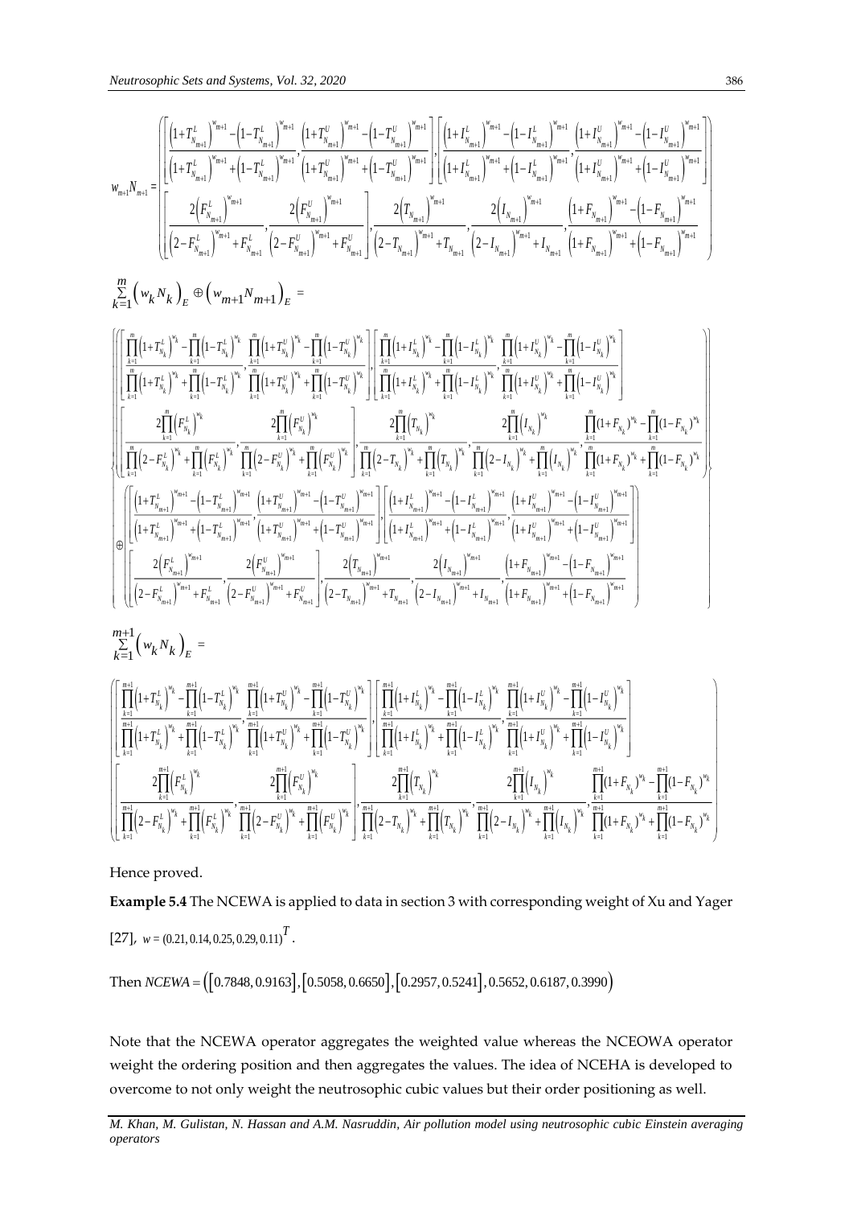$$w_{m+1}N_{m+1} = \left( \begin{array}{l} \left[ \dfrac{\left(1+T^L_{N_{m+1}}\right)^{w_{m+1}} - \left(1-T^L_{N_{m+1}}\right)^{w_{m+1}}}{\left(1+T^L_{N_{m+1}}\right)^{w_{m+1}} + \left(1-T^L_{N_{m+1}}\right)^{w_{m+1}}}, \dfrac{\left(1+T^U_{N_{m+1}}\right)^{w_{m+1}} - \left(1-T^U_{N_{m+1}}\right)^{w_{m+1}}}{\left(1+T^U_{N_{m+1}}\right)^{w_{m+1}} + \left(1-T^U_{N_{m+1}}\right)^{w_{m+1}}} \right], \left[ \dfrac{\left(1+I^L_{N_{m+1}}\right)^{w_{m+1}} - \left(1-I^L_{N_{m+1}}\right)^{w_{m+1}}}{\left(1+I^L_{N_{m+1}}\right)^{w_{m+1}} + \left(1-I^L_{N_{m+1}}\right)^{w_{m+1}}}, \dfrac{\left(1+I^U_{N_{m+1}}\right)^{w_{m+1}} - \left(1-I^U_{N_{m+1}}\right)^{w_{m+1}}}{\left(1+I^U_{N_{m+1}}\right)^{w_{m+1}} + \left(1-I^U_{N_{m+1}}\right)^{w_{m+1}}} \right] \\ \left[ \dfrac{2\left(F^L_{N_{m+1}}\right)^{w_{m+1}}}{\left(2-F^L_{N_{m+1}}\right)^{w_{m+1}} + F^L_{N_{m+1}}}, \dfrac{2\left(F^U_{N_{m+1}}\right)^{w_{m+1}}}{\left(2-F^U_{N_{m+1}}\right)^{w_{m+1}} + F^U_{N_{m+1}}} \right], \dfrac{2\left(T_{N_{m+1}}\right)^{w_{m+1}}}{\left(2-T_{N_{m+1}}\right)^{w_{m+1}} + T_{N_{m+1}}}, \dfrac{2\left(I_{N_{m+1}}\right)^{w_{m+1}}}{\left(2-I_{N_{m+1}}\right)^{w_{m+1}} + I_{N_{m+1}}}, \dfrac{\left(1+F_{N_{m+1}}\right)^{w_{m+1}} - \left(1-F_{N_{m+1}}\right)^{w_{m+1}}}{\left(1+F_{N_{m+1}}\right)^{w_{m+1}} + \left(1-F_{N_{m+1}}\right)^{w_{m+1}}} \end{array} \right)$$

$$\sum_{k=1}^{m}\left(w_k N_k\right)_E \oplus \left(w_{m+1}N_{m+1}\right)_E =$$

$$\left\{ \begin{array}{l} \left( \begin{array}{l} \left[ \dfrac{\prod_{k=1}^{m}\left(1+T^L_{N_k}\right)^{w_k} - \prod_{k=1}^{m}\left(1-T^L_{N_k}\right)^{w_k}}{\prod_{k=1}^{m}\left(1+T^L_{N_k}\right)^{w_k} + \prod_{k=1}^{m}\left(1-T^L_{N_k}\right)^{w_k}}, \dfrac{\prod_{k=1}^{m}\left(1+T^U_{N_k}\right)^{w_k} - \prod_{k=1}^{m}\left(1-T^U_{N_k}\right)^{w_k}}{\prod_{k=1}^{m}\left(1+T^U_{N_k}\right)^{w_k} + \prod_{k=1}^{m}\left(1-T^U_{N_k}\right)^{w_k}} \right], \left[ \dfrac{\prod_{k=1}^{m}\left(1+I^L_{N_k}\right)^{w_k} - \prod_{k=1}^{m}\left(1-I^L_{N_k}\right)^{w_k}}{\prod_{k=1}^{m}\left(1+I^L_{N_k}\right)^{w_k} + \prod_{k=1}^{m}\left(1-I^L_{N_k}\right)^{w_k}}, \dfrac{\prod_{k=1}^{m}\left(1+I^U_{N_k}\right)^{w_k} - \prod_{k=1}^{m}\left(1-I^U_{N_k}\right)^{w_k}}{\prod_{k=1}^{m}\left(1+I^U_{N_k}\right)^{w_k} + \prod_{k=1}^{m}\left(1-I^U_{N_k}\right)^{w_k}} \right] \\ \left[ \dfrac{2\prod_{k=1}^{m}\left(F^L_{N_k}\right)^{w_k}}{\prod_{k=1}^{m}\left(2-F^L_{N_k}\right)^{w_k} + \prod_{k=1}^{m}\left(F^L_{N_k}\right)^{w_k}}, \dfrac{2\prod_{k=1}^{m}\left(F^U_{N_k}\right)^{w_k}}{\prod_{k=1}^{m}\left(2-F^U_{N_k}\right)^{w_k} + \prod_{k=1}^{m}\left(F^U_{N_k}\right)^{w_k}} \right], \dfrac{2\prod_{k=1}^{m}\left(T_{N_k}\right)^{w_k}}{\prod_{k=1}^{m}\left(2-T_{N_k}\right)^{w_k} + \prod_{k=1}^{m}\left(T_{N_k}\right)^{w_k}}, \dfrac{2\prod_{k=1}^{m}\left(I_{N_k}\right)^{w_k}}{\prod_{k=1}^{m}\left(2-I_{N_k}\right)^{w_k} + \prod_{k=1}^{m}\left(I_{N_k}\right)^{w_k}}, \dfrac{\prod_{k=1}^{m}\left(1+F_{N_k}\right)^{w_k} - \prod_{k=1}^{m}\left(1-F_{N_k}\right)^{w_k}}{\prod_{k=1}^{m}\left(1+F_{N_k}\right)^{w_k} + \prod_{k=1}^{m}\left(1-F_{N_k}\right)^{w_k}} \end{array} \right) \\ \oplus \left( \begin{array}{l} \left[ \dfrac{\left(1+T^L_{N_{m+1}}\right)^{w_{m+1}} - \left(1-T^L_{N_{m+1}}\right)^{w_{m+1}}}{\left(1+T^L_{N_{m+1}}\right)^{w_{m+1}} + \left(1-T^L_{N_{m+1}}\right)^{w_{m+1}}}, \dfrac{\left(1+T^U_{N_{m+1}}\right)^{w_{m+1}} - \left(1-T^U_{N_{m+1}}\right)^{w_{m+1}}}{\left(1+T^U_{N_{m+1}}\right)^{w_{m+1}} + \left(1-T^U_{N_{m+1}}\right)^{w_{m+1}}} \right], \left[ \dfrac{\left(1+I^L_{N_{m+1}}\right)^{w_{m+1}} - \left(1-I^L_{N_{m+1}}\right)^{w_{m+1}}}{\left(1+I^L_{N_{m+1}}\right)^{w_{m+1}} + \left(1-I^L_{N_{m+1}}\right)^{w_{m+1}}}, \dfrac{\left(1+I^U_{N_{m+1}}\right)^{w_{m+1}} - \left(1-I^U_{N_{m+1}}\right)^{w_{m+1}}}{\left(1+I^U_{N_{m+1}}\right)^{w_{m+1}} + \left(1-I^U_{N_{m+1}}\right)^{w_{m+1}}} \right] \\ \left[ \dfrac{2\left(F^L_{N_{m+1}}\right)^{w_{m+1}}}{\left(2-F^L_{N_{m+1}}\right)^{w_{m+1}} + F^L_{N_{m+1}}}, \dfrac{2\left(F^U_{N_{m+1}}\right)^{w_{m+1}}}{\left(2-F^U_{N_{m+1}}\right)^{w_{m+1}} + F^U_{N_{m+1}}} \right], \dfrac{2\left(T_{N_{m+1}}\right)^{w_{m+1}}}{\left(2-T_{N_{m+1}}\right)^{w_{m+1}} + T_{N_{m+1}}}, \dfrac{2\left(I_{N_{m+1}}\right)^{w_{m+1}}}{\left(2-I_{N_{m+1}}\right)^{w_{m+1}} + I_{N_{m+1}}}, \dfrac{\left(1+F_{N_{m+1}}\right)^{w_{m+1}} - \left(1-F_{N_{m+1}}\right)^{w_{m+1}}}{\left(1+F_{N_{m+1}}\right)^{w_{m+1}} + \left(1-F_{N_{m+1}}\right)^{w_{m+1}}} \end{array} \right) \end{array} \right\}$$

$$\sum_{k=1}^{m+1}\left(w_k N_k\right)_E =$$

$$\left( \begin{array}{l} \left[ \dfrac{\prod_{k=1}^{m+1}\left(1+T^L_{N_k}\right)^{w_k} - \prod_{k=1}^{m+1}\left(1-T^L_{N_k}\right)^{w_k}}{\prod_{k=1}^{m+1}\left(1+T^L_{N_k}\right)^{w_k} + \prod_{k=1}^{m+1}\left(1-T^L_{N_k}\right)^{w_k}}, \dfrac{\prod_{k=1}^{m+1}\left(1+T^U_{N_k}\right)^{w_k} - \prod_{k=1}^{m+1}\left(1-T^U_{N_k}\right)^{w_k}}{\prod_{k=1}^{m+1}\left(1+T^U_{N_k}\right)^{w_k} + \prod_{k=1}^{m+1}\left(1-T^U_{N_k}\right)^{w_k}} \right], \left[ \dfrac{\prod_{k=1}^{m+1}\left(1+I^L_{N_k}\right)^{w_k} - \prod_{k=1}^{m+1}\left(1-I^L_{N_k}\right)^{w_k}}{\prod_{k=1}^{m+1}\left(1+I^L_{N_k}\right)^{w_k} + \prod_{k=1}^{m+1}\left(1-I^L_{N_k}\right)^{w_k}}, \dfrac{\prod_{k=1}^{m+1}\left(1+I^U_{N_k}\right)^{w_k} - \prod_{k=1}^{m+1}\left(1-I^U_{N_k}\right)^{w_k}}{\prod_{k=1}^{m+1}\left(1+I^U_{N_k}\right)^{w_k} + \prod_{k=1}^{m+1}\left(1-I^U_{N_k}\right)^{w_k}} \right] \\ \left[ \dfrac{2\prod_{k=1}^{m+1}\left(F^L_{N_k}\right)^{w_k}}{\prod_{k=1}^{m+1}\left(2-F^L_{N_k}\right)^{w_k} + \prod_{k=1}^{m+1}\left(F^L_{N_k}\right)^{w_k}}, \dfrac{2\prod_{k=1}^{m+1}\left(F^U_{N_k}\right)^{w_k}}{\prod_{k=1}^{m+1}\left(2-F^U_{N_k}\right)^{w_k} + \prod_{k=1}^{m+1}\left(F^U_{N_k}\right)^{w_k}} \right], \dfrac{2\prod_{k=1}^{m+1}\left(T_{N_k}\right)^{w_k}}{\prod_{k=1}^{m+1}\left(2-T_{N_k}\right)^{w_k} + \prod_{k=1}^{m+1}\left(T_{N_k}\right)^{w_k}}, \dfrac{2\prod_{k=1}^{m+1}\left(I_{N_k}\right)^{w_k}}{\prod_{k=1}^{m+1}\left(2-I_{N_k}\right)^{w_k} + \prod_{k=1}^{m+1}\left(I_{N_k}\right)^{w_k}}, \dfrac{\prod_{k=1}^{m+1}\left(1+F_{N_k}\right)^{w_k} - \prod_{k=1}^{m+1}\left(1-F_{N_k}\right)^{w_k}}{\prod_{k=1}^{m+1}\left(1+F_{N_k}\right)^{w_k} + \prod_{k=1}^{m+1}\left(1-F_{N_k}\right)^{w_k}} \end{array} \right)$$

Hence proved.

**Example 5.4** The NCEWA is applied to data in section 3 with corresponding weight of Xu and Yager [27], $w = (0.21, 0.14, 0.25, 0.29, 0.11)^T$.

Then $NCEWA = \left([0.7848, 0.9163], [0.5058, 0.6650], [0.2957, 0.5241], 0.5652, 0.6187, 0.3990\right)$

Note that the NCEWA operator aggregates the weighted value whereas the NCEOWA operator weight the ordering position and then aggregates the values. The idea of NCEHA is developed to overcome to not only weight the neutrosophic cubic values but their order positioning as well.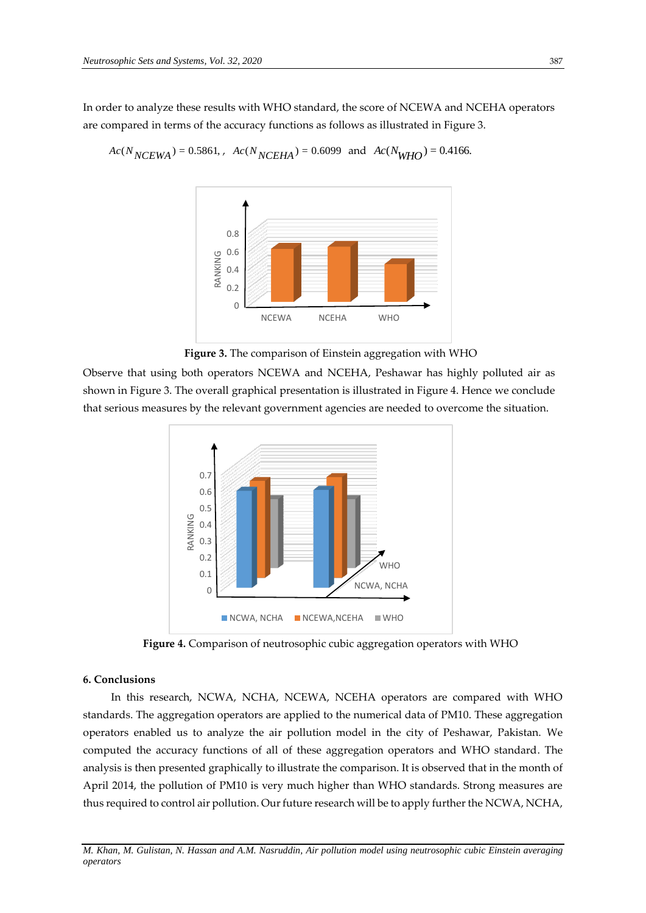In order to analyze these results with WHO standard, the score of NCEWA and NCEHA operators are compared in terms of the accuracy functions as follows as illustrated in Figure 3.

$$Ac(N_{NCEWA}) = 0.5861, \; Ac(N_{NCEHA}) = 0.6099 \text{ and } Ac(N_{WHO}) = 0.4166.$$

**Figure 3.** The comparison of Einstein aggregation with WHO

Observe that using both operators NCEWA and NCEHA, Peshawar has highly polluted air as shown in Figure 3. The overall graphical presentation is illustrated in Figure 4. Hence we conclude that serious measures by the relevant government agencies are needed to overcome the situation.

**Figure 4.** Comparison of neutrosophic cubic aggregation operators with WHO

## 6. Conclusions

In this research, NCWA, NCHA, NCEWA, NCEHA operators are compared with WHO standards. The aggregation operators are applied to the numerical data of PM10. These aggregation operators enabled us to analyze the air pollution model in the city of Peshawar, Pakistan. We computed the accuracy functions of all of these aggregation operators and WHO standard. The analysis is then presented graphically to illustrate the comparison. It is observed that in the month of April 2014, the pollution of PM10 is very much higher than WHO standards. Strong measures are thus required to control air pollution. Our future research will be to apply further the NCWA, NCHA,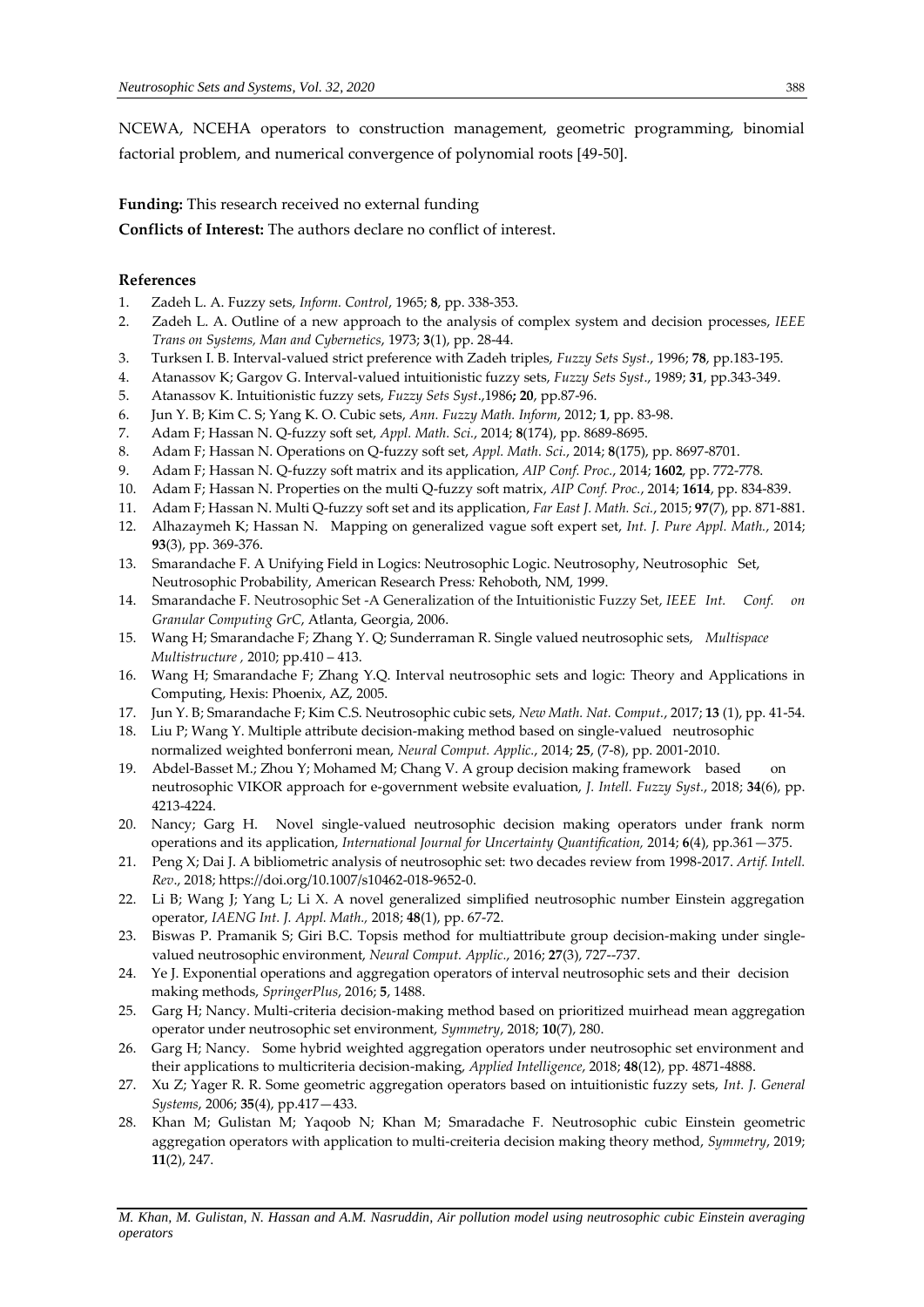NCEWA, NCEHA operators to construction management, geometric programming, binomial factorial problem, and numerical convergence of polynomial roots [49-50].

**Funding:** This research received no external funding

**Conflicts of Interest:** The authors declare no conflict of interest.

## References

1. Zadeh L. A. Fuzzy sets, *Inform. Control*, 1965; **8**, pp. 338-353.
2. Zadeh L. A. Outline of a new approach to the analysis of complex system and decision processes, *IEEE Trans on Systems, Man and Cybernetics*, 1973; **3**(1), pp. 28-44.
3. Turksen I. B. Interval-valued strict preference with Zadeh triples, *Fuzzy Sets Syst.*, 1996; **78**, pp.183-195.
4. Atanassov K; Gargov G. Interval-valued intuitionistic fuzzy sets, *Fuzzy Sets Syst*., 1989; **31**, pp.343-349.
5. Atanassov K. Intuitionistic fuzzy sets, *Fuzzy Sets Syst*.,1986**; 20**, pp.87-96.
6. Jun Y. B; Kim C. S; Yang K. O. Cubic sets, *Ann. Fuzzy Math. Inform*, 2012; **1**, pp. 83-98.
7. Adam F; Hassan N. Q-fuzzy soft set, *Appl. Math. Sci.*, 2014; **8**(174), pp. 8689-8695.
8. Adam F; Hassan N. Operations on Q-fuzzy soft set, *Appl. Math. Sci.*, 2014; **8**(175), pp. 8697-8701.
9. Adam F; Hassan N. Q-fuzzy soft matrix and its application, *AIP Conf. Proc.*, 2014; **1602**, pp. 772-778.
10. Adam F; Hassan N. Properties on the multi Q-fuzzy soft matrix, *AIP Conf. Proc.*, 2014; **1614**, pp. 834-839.
11. Adam F; Hassan N. Multi Q-fuzzy soft set and its application, *Far East J. Math. Sci.*, 2015; **97**(7), pp. 871-881.
12. Alhazaymeh K; Hassan N. Mapping on generalized vague soft expert set, *Int. J. Pure Appl. Math.*, 2014; **93**(3), pp. 369-376.
13. Smarandache F. A Unifying Field in Logics: Neutrosophic Logic. Neutrosophy, Neutrosophic Set, Neutrosophic Probability, American Research Press*:* Rehoboth, NM, 1999.
14. Smarandache F. Neutrosophic Set -A Generalization of the Intuitionistic Fuzzy Set, *IEEE Int. Conf. on Granular Computing GrC*, Atlanta, Georgia, 2006.
15. Wang H; Smarandache F; Zhang Y. Q; Sunderraman R. Single valued neutrosophic sets, *Multispace Multistructure ,* 2010; pp.410 – 413.
16. Wang H; Smarandache F; Zhang Y.Q. Interval neutrosophic sets and logic: Theory and Applications in Computing, Hexis: Phoenix, AZ, 2005.
17. Jun Y. B; Smarandache F; Kim C.S. Neutrosophic cubic sets, *New Math. Nat. Comput.*, 2017; **13** (1), pp. 41-54.
18. Liu P; Wang Y. Multiple attribute decision-making method based on single-valued neutrosophic normalized weighted bonferroni mean, *Neural Comput. Applic.*, 2014; **25**, (7-8), pp. 2001-2010.
19. Abdel-Basset M.; Zhou Y; Mohamed M; Chang V. A group decision making framework based on neutrosophic VIKOR approach for e-government website evaluation, *J. Intell. Fuzzy Syst.*, 2018; **34**(6), pp. 4213-4224.
20. Nancy; Garg H. Novel single-valued neutrosophic decision making operators under frank norm operations and its application, *International Journal for Uncertainty Quantification,* 2014; **6**(4), pp.361—375.
21. Peng X; Dai J. A bibliometric analysis of neutrosophic set: two decades review from 1998-2017. *Artif. Intell. Rev*., 2018; https://doi.org/10.1007/s10462-018-9652-0.
22. Li B; Wang J; Yang L; Li X. A novel generalized simplified neutrosophic number Einstein aggregation operator, *IAENG Int. J. Appl. Math.,* 2018; **48**(1), pp. 67-72.
23. Biswas P. Pramanik S; Giri B.C. Topsis method for multiattribute group decision-making under single-valued neutrosophic environment, *Neural Comput. Applic.*, 2016; **27**(3), 727--737.
24. Ye J. Exponential operations and aggregation operators of interval neutrosophic sets and their decision making methods, *SpringerPlus*, 2016; **5**, 1488.
25. Garg H; Nancy. Multi-criteria decision-making method based on prioritized muirhead mean aggregation operator under neutrosophic set environment, *Symmetry*, 2018; **10**(7), 280.
26. Garg H; Nancy. Some hybrid weighted aggregation operators under neutrosophic set environment and their applications to multicriteria decision-making, *Applied Intelligence*, 2018; **48**(12), pp. 4871-4888.
27. Xu Z; Yager R. R. Some geometric aggregation operators based on intuitionistic fuzzy sets, *Int. J. General Systems*, 2006; **35**(4), pp.417—433.
28. Khan M; Gulistan M; Yaqoob N; Khan M; Smaradache F. Neutrosophic cubic Einstein geometric aggregation operators with application to multi-creiteria decision making theory method, *Symmetry*, 2019; **11**(2), 247.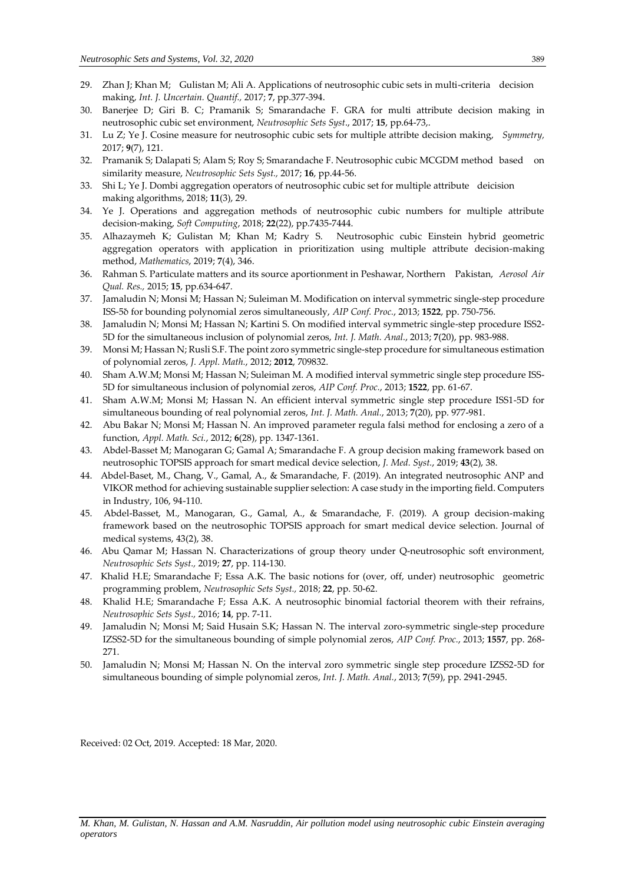29. Zhan J; Khan M; Gulistan M; Ali A. Applications of neutrosophic cubic sets in multi-criteria decision making, *Int. J. Uncertain. Quantif.,* 2017; **7**, pp.377-394.
30. Banerjee D; Giri B. C; Pramanik S; Smarandache F. GRA for multi attribute decision making in neutrosophic cubic set environment, *Neutrosophic Sets Syst*., 2017; **15**, pp.64-73,.
31. Lu Z; Ye J. Cosine measure for neutrosophic cubic sets for multiple attribte decision making, *Symmetry,* 2017; **9**(7), 121.
32. Pramanik S; Dalapati S; Alam S; Roy S; Smarandache F. Neutrosophic cubic MCGDM method based on similarity measure, *Neutrosophic Sets Syst.,* 2017; **16**, pp.44-56.
33. Shi L; Ye J. Dombi aggregation operators of neutrosophic cubic set for multiple attribute deicision making algorithms, 2018; **11**(3), 29.
34. Ye J. Operations and aggregation methods of neutrosophic cubic numbers for multiple attribute decision-making, *Soft Computing*, 2018; **22**(22), pp.7435-7444.
35. Alhazaymeh K; Gulistan M; Khan M; Kadry S. Neutrosophic cubic Einstein hybrid geometric aggregation operators with application in prioritization using multiple attribute decision-making method, *Mathematics*, 2019; **7**(4), 346.
36. Rahman S. Particulate matters and its source apportionment in Peshawar, Northern Pakistan, *Aerosol Air Qual. Res.,* 2015; **15**, pp.634-647.
37. Jamaludin N; Monsi M; Hassan N; Suleiman M. Modification on interval symmetric single-step procedure ISS-5δ for bounding polynomial zeros simultaneously, *AIP Conf. Proc.*, 2013; **1522**, pp. 750-756.
38. Jamaludin N; Monsi M; Hassan N; Kartini S. On modified interval symmetric single-step procedure ISS2-5D for the simultaneous inclusion of polynomial zeros, *Int. J. Math. Anal*., 2013; **7**(20), pp. 983-988.
39. Monsi M; Hassan N; Rusli S.F. The point zoro symmetric single-step procedure for simultaneous estimation of polynomial zeros, *J. Appl. Math.*, 2012; **2012**, 709832.
40. Sham A.W.M; Monsi M; Hassan N; Suleiman M. A modified interval symmetric single step procedure ISS-5D for simultaneous inclusion of polynomial zeros, *AIP Conf. Proc.*, 2013; **1522**, pp. 61-67.
41. Sham A.W.M; Monsi M; Hassan N. An efficient interval symmetric single step procedure ISS1-5D for simultaneous bounding of real polynomial zeros, *Int. J. Math. Anal*., 2013; **7**(20), pp. 977-981.
42. Abu Bakar N; Monsi M; Hassan N. An improved parameter regula falsi method for enclosing a zero of a function, *Appl. Math. Sci.*, 2012; **6**(28), pp. 1347-1361.
43. Abdel-Basset M; Manogaran G; Gamal A; Smarandache F. A group decision making framework based on neutrosophic TOPSIS approach for smart medical device selection, *J. Med. Syst*., 2019; **43**(2), 38.
44. Abdel-Baset, M., Chang, V., Gamal, A., & Smarandache, F. (2019). An integrated neutrosophic ANP and VIKOR method for achieving sustainable supplier selection: A case study in the importing field. Computers in Industry, 106, 94-110.
45. Abdel-Basset, M., Manogaran, G., Gamal, A., & Smarandache, F. (2019). A group decision-making framework based on the neutrosophic TOPSIS approach for smart medical device selection. Journal of medical systems, 43(2), 38.
46. Abu Qamar M; Hassan N. Characterizations of group theory under Q-neutrosophic soft environment, *Neutrosophic Sets Syst.,* 2019; **27**, pp. 114-130.
47. Khalid H.E; Smarandache F; Essa A.K. The basic notions for (over, off, under) neutrosophic geometric programming problem, *Neutrosophic Sets Syst.,* 2018; **22**, pp. 50-62.
48. Khalid H.E; Smarandache F; Essa A.K. A neutrosophic binomial factorial theorem with their refrains, *Neutrosophic Sets Syst.,* 2016; **14**, pp. 7-11.
49. Jamaludin N; Monsi M; Said Husain S.K; Hassan N. The interval zoro-symmetric single-step procedure IZSS2-5D for the simultaneous bounding of simple polynomial zeros, *AIP Conf. Proc.*, 2013; **1557**, pp. 268-271.
50. Jamaludin N; Monsi M; Hassan N. On the interval zoro symmetric single step procedure IZSS2-5D for simultaneous bounding of simple polynomial zeros, *Int. J. Math. Anal.*, 2013; **7**(59), pp. 2941-2945.

Received: 02 Oct, 2019. Accepted: 18 Mar, 2020.